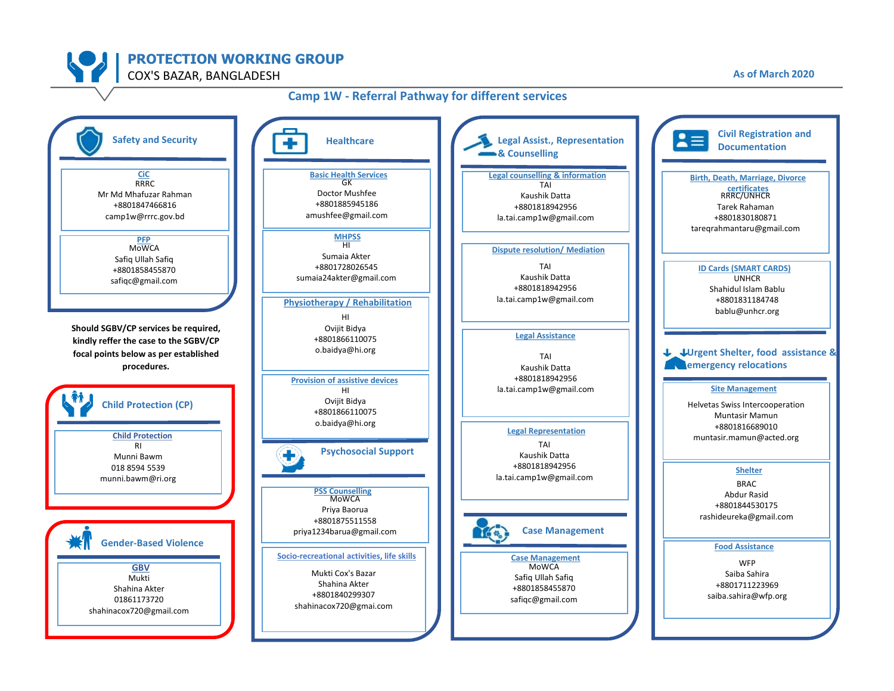# PROTECTION WORKING GROUP

COX'S BAZAR, BANGLADESH

As of March 2020

## Camp 1W - Referral Pathway for different services

### Safety and Security

**CiC**
RRRC
Mr Md Mhafuzar Rahman
+8801847466816
camp1w@rrrc.gov.bd

**PFP**
MoWCA
Safiq Ullah Safiq
+8801858455870
safiqc@gmail.com

**Should SGBV/CP services be required, kindly reffer the case to the SGBV/CP focal points below as per established procedures.**

### Child Protection (CP)

**Child Protection**
RI
Munni Bawm
018 8594 5539
munni.bawm@ri.org

### Gender-Based Violence

**GBV**
Mukti
Shahina Akter
01861173720
shahinacox720@gmail.com

### Healthcare

**Basic Health Services**
GK
Doctor Mushfee
+8801885945186
amushfee@gmail.com

**MHPSS**
HI
Sumaia Akter
+8801728026545
sumaia24akter@gmail.com

**Physiotherapy / Rehabilitation**
HI
Ovijit Bidya
+8801866110075
o.baidya@hi.org

**Provision of assistive devices**
HI
Ovijit Bidya
+8801866110075
o.baidya@hi.org

### Psychosocial Support

**PSS Counselling**
MoWCA
Priya Baorua
+8801875511558
priya1234barua@gmail.com

**Socio-recreational activities, life skills**
Mukti Cox's Bazar
Shahina Akter
+8801840299307
shahinacox720@gmai.com

### Legal Assist., Representation & Counselling

**Legal counselling & information**
TAI
Kaushik Datta
+8801818942956
la.tai.camp1w@gmail.com

**Dispute resolution/ Mediation**
TAI
Kaushik Datta
+8801818942956
la.tai.camp1w@gmail.com

**Legal Assistance**
TAI
Kaushik Datta
+8801818942956
la.tai.camp1w@gmail.com

**Legal Representation**
TAI
Kaushik Datta
+8801818942956
la.tai.camp1w@gmail.com

### Case Management

**Case Management**
MoWCA
Safiq Ullah Safiq
+8801858455870
safiqc@gmail.com

### Civil Registration and Documentation

**Birth, Death, Marriage, Divorce certificates**
RRRC/UNHCR
Tarek Rahaman
+8801830180871
tareqrahmantaru@gmail.com

**ID Cards (SMART CARDS)**
UNHCR
Shahidul Islam Bablu
+8801831184748
bablu@unhcr.org

### Urgent Shelter, food assistance & emergency relocations

**Site Management**
Helvetas Swiss Intercooperation
Muntasir Mamun
+8801816689010
muntasir.mamun@acted.org

**Shelter**
BRAC
Abdur Rasid
+8801844530175
rashideureka@gmail.com

**Food Assistance**
WFP
Saiba Sahira
+8801711223969
saiba.sahira@wfp.org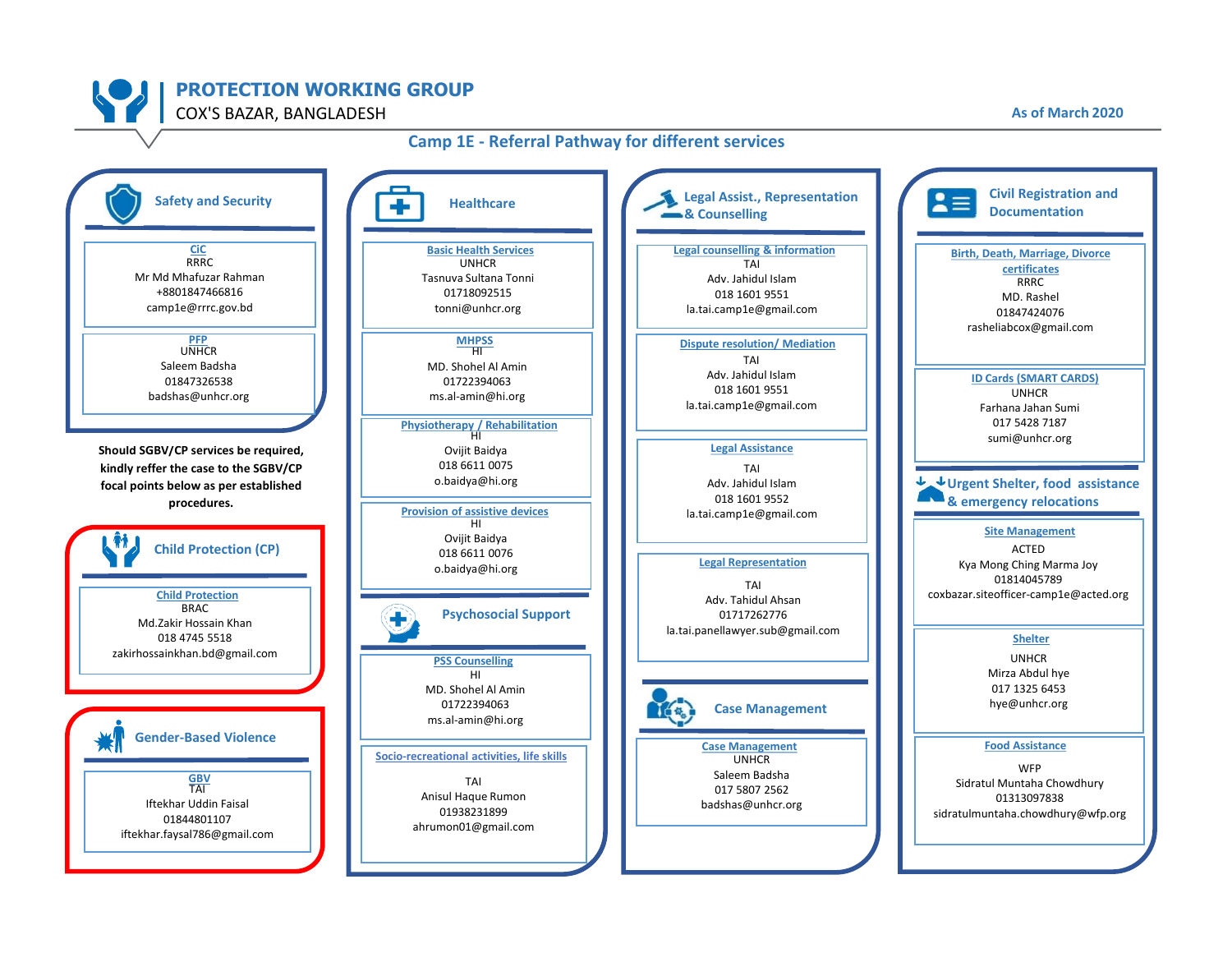# PROTECTION WORKING GROUP

COX'S BAZAR, BANGLADESH

As of March 2020

## Camp 1E - Referral Pathway for different services

### Safety and Security

**CiC**
RRRC
Mr Md Mhafuzar Rahman
+8801847466816
camp1e@rrrc.gov.bd

**PFP**
UNHCR
Saleem Badsha
01847326538
badshas@unhcr.org

**Should SGBV/CP services be required, kindly reffer the case to the SGBV/CP focal points below as per established procedures.**

### Child Protection (CP)

**Child Protection**
BRAC
Md.Zakir Hossain Khan
018 4745 5518
zakirhossainkhan.bd@gmail.com

### Gender-Based Violence

**GBV**
TAI
Iftekhar Uddin Faisal
01844801107
iftekhar.faysal786@gmail.com

### Healthcare

**Basic Health Services**
UNHCR
Tasnuva Sultana Tonni
01718092515
tonni@unhcr.org

**MHPSS**
HI
MD. Shohel Al Amin
01722394063
ms.al-amin@hi.org

**Physiotherapy / Rehabilitation**
HI
Ovijit Baidya
018 6611 0075
o.baidya@hi.org

**Provision of assistive devices**
HI
Ovijit Baidya
018 6611 0076
o.baidya@hi.org

### Psychosocial Support

**PSS Counselling**
HI
MD. Shohel Al Amin
01722394063
ms.al-amin@hi.org

**Socio-recreational activities, life skills**
TAI
Anisul Haque Rumon
01938231899
ahrumon01@gmail.com

### Legal Assist., Representation & Counselling

**Legal counselling & information**
TAI
Adv. Jahidul Islam
018 1601 9551
la.tai.camp1e@gmail.com

**Dispute resolution/ Mediation**
TAI
Adv. Jahidul Islam
018 1601 9551
la.tai.camp1e@gmail.com

**Legal Assistance**
TAI
Adv. Jahidul Islam
018 1601 9552
la.tai.camp1e@gmail.com

**Legal Representation**
TAI
Adv. Tahidul Ahsan
01717262776
la.tai.panellawyer.sub@gmail.com

### Case Management

**Case Management**
UNHCR
Saleem Badsha
017 5807 2562
badshas@unhcr.org

### Civil Registration and Documentation

**Birth, Death, Marriage, Divorce certificates**
RRRC
MD. Rashel
01847424076
rasheliabcox@gmail.com

**ID Cards (SMART CARDS)**
UNHCR
Farhana Jahan Sumi
017 5428 7187
sumi@unhcr.org

### Urgent Shelter, food assistance & emergency relocations

**Site Management**
ACTED
Kya Mong Ching Marma Joy
01814045789
coxbazar.siteofficer-camp1e@acted.org

**Shelter**
UNHCR
Mirza Abdul hye
017 1325 6453
hye@unhcr.org

**Food Assistance**
WFP
Sidratul Muntaha Chowdhury
01313097838
sidratulmuntaha.chowdhury@wfp.org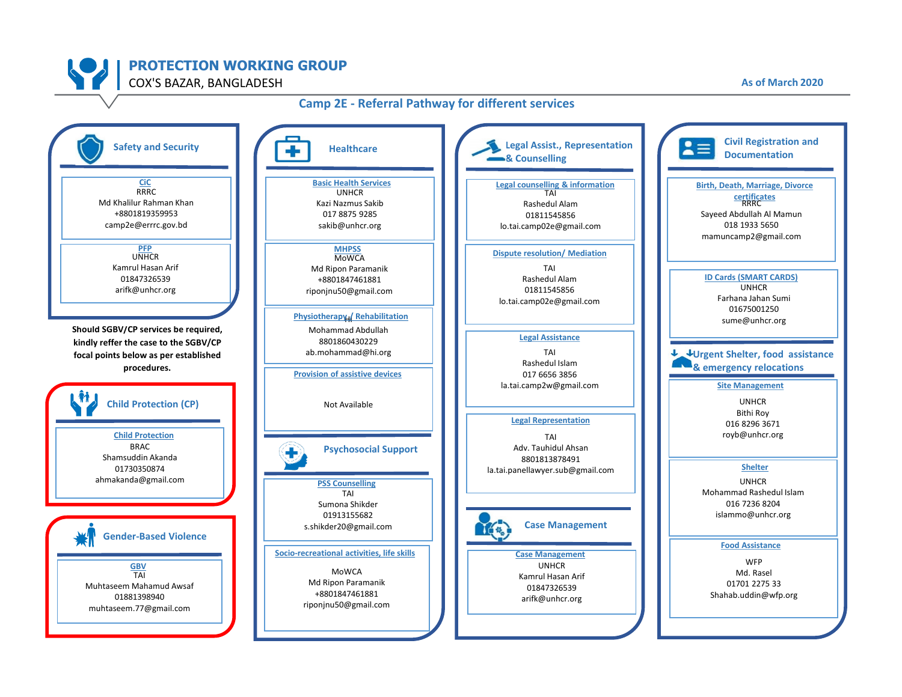# PROTECTION WORKING GROUP

COX'S BAZAR, BANGLADESH

As of March 2020

## Camp 2E - Referral Pathway for different services

### Safety and Security

**CiC**
RRRC
Md Khalilur Rahman Khan
+8801819359953
camp2e@errrc.gov.bd

**PFP**
UNHCR
Kamrul Hasan Arif
01847326539
arifk@unhcr.org

**Should SGBV/CP services be required, kindly reffer the case to the SGBV/CP focal points below as per established procedures.**

### Child Protection (CP)

**Child Protection**
BRAC
Shamsuddin Akanda
01730350874
ahmakanda@gmail.com

### Gender-Based Violence

**GBV**
TAI
Muhtaseem Mahamud Awsaf
01881398940
muhtaseem.77@gmail.com

### Healthcare

**Basic Health Services**
UNHCR
Kazi Nazmus Sakib
017 8875 9285
sakib@unhcr.org

**MHPSS**
MoWCA
Md Ripon Paramanik
+8801847461881
riponjnu50@gmail.com

**Physiotherapy / Rehabilitation**
HI
Mohammad Abdullah
8801860430229
ab.mohammad@hi.org

**Provision of assistive devices**
Not Available

### Psychosocial Support

**PSS Counselling**
TAI
Sumona Shikder
01913155682
s.shikder20@gmail.com

**Socio-recreational activities, life skills**
MoWCA
Md Ripon Paramanik
+8801847461881
riponjnu50@gmail.com

### Legal Assist., Representation & Counselling

**Legal counselling & information**
TAI
Rashedul Alam
01811545856
lo.tai.camp02e@gmail.com

**Dispute resolution/ Mediation**
TAI
Rashedul Alam
01811545856
lo.tai.camp02e@gmail.com

**Legal Assistance**
TAI
Rashedul Islam
017 6656 3856
la.tai.camp2w@gmail.com

**Legal Representation**
TAI
Adv. Tauhidul Ahsan
8801813878491
la.tai.panellawyer.sub@gmail.com

### Case Management

**Case Management**
UNHCR
Kamrul Hasan Arif
01847326539
arifk@unhcr.org

### Civil Registration and Documentation

**Birth, Death, Marriage, Divorce certificates**
RRRC
Sayeed Abdullah Al Mamun
018 1933 5650
mamuncamp2@gmail.com

**ID Cards (SMART CARDS)**
UNHCR
Farhana Jahan Sumi
01675001250
sume@unhcr.org

### Urgent Shelter, food assistance & emergency relocations

**Site Management**
UNHCR
Bithi Roy
016 8296 3671
royb@unhcr.org

**Shelter**
UNHCR
Mohammad Rashedul Islam
016 7236 8204
islammo@unhcr.org

**Food Assistance**
WFP
Md. Rasel
01701 2275 33
Shahab.uddin@wfp.org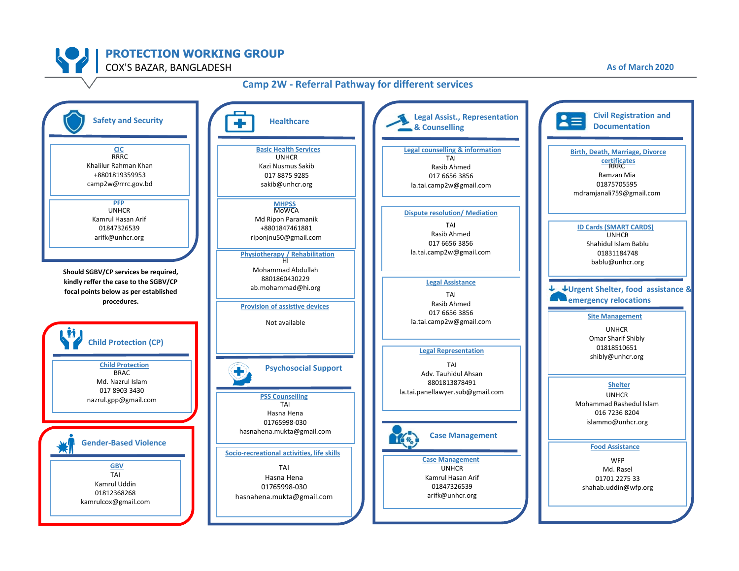# PROTECTION WORKING GROUP

COX'S BAZAR, BANGLADESH

As of March 2020

## Camp 2W - Referral Pathway for different services

### Safety and Security

**CiC**
RRRC
Khalilur Rahman Khan
+8801819359953
camp2w@rrrc.gov.bd

**PFP**
UNHCR
Kamrul Hasan Arif
01847326539
arifk@unhcr.org

**Should SGBV/CP services be required, kindly reffer the case to the SGBV/CP focal points below as per established procedures.**

### Child Protection (CP)

**Child Protection**
BRAC
Md. Nazrul Islam
017 8903 3430
nazrul.gpp@gmail.com

### Gender-Based Violence

**GBV**
TAI
Kamrul Uddin
01812368268
kamrulcox@gmail.com

### Healthcare

**Basic Health Services**
UNHCR
Kazi Nusmus Sakib
017 8875 9285
sakib@unhcr.org

**MHPSS**
MoWCA
Md Ripon Paramanik
+8801847461881
riponjnu50@gmail.com

**Physiotherapy / Rehabilitation**
HI
Mohammad Abdullah
8801860430229
ab.mohammad@hi.org

**Provision of assistive devices**
Not available

### Psychosocial Support

**PSS Counselling**
TAI
Hasna Hena
01765998-030
hasnahena.mukta@gmail.com

**Socio-recreational activities, life skills**
TAI
Hasna Hena
01765998-030
hasnahena.mukta@gmail.com

### Legal Assist., Representation & Counselling

**Legal counselling & information**
TAI
Rasib Ahmed
017 6656 3856
la.tai.camp2w@gmail.com

**Dispute resolution/ Mediation**
TAI
Rasib Ahmed
017 6656 3856
la.tai.camp2w@gmail.com

**Legal Assistance**
TAI
Rasib Ahmed
017 6656 3856
la.tai.camp2w@gmail.com

**Legal Representation**
TAI
Adv. Tauhidul Ahsan
8801813878491
la.tai.panellawyer.sub@gmail.com

### Case Management

**Case Management**
UNHCR
Kamrul Hasan Arif
01847326539
arifk@unhcr.org

### Civil Registration and Documentation

**Birth, Death, Marriage, Divorce certificates**
RRRC
Ramzan Mia
01875705595
mdramjanali759@gmail.com

**ID Cards (SMART CARDS)**
UNHCR
Shahidul Islam Bablu
01831184748
bablu@unhcr.org

### Urgent Shelter, food assistance & emergency relocations

**Site Management**
UNHCR
Omar Sharif Shibly
01818510651
shibly@unhcr.org

**Shelter**
UNHCR
Mohammad Rashedul Islam
016 7236 8204
islammo@unhcr.org

**Food Assistance**
WFP
Md. Rasel
01701 2275 33
shahab.uddin@wfp.org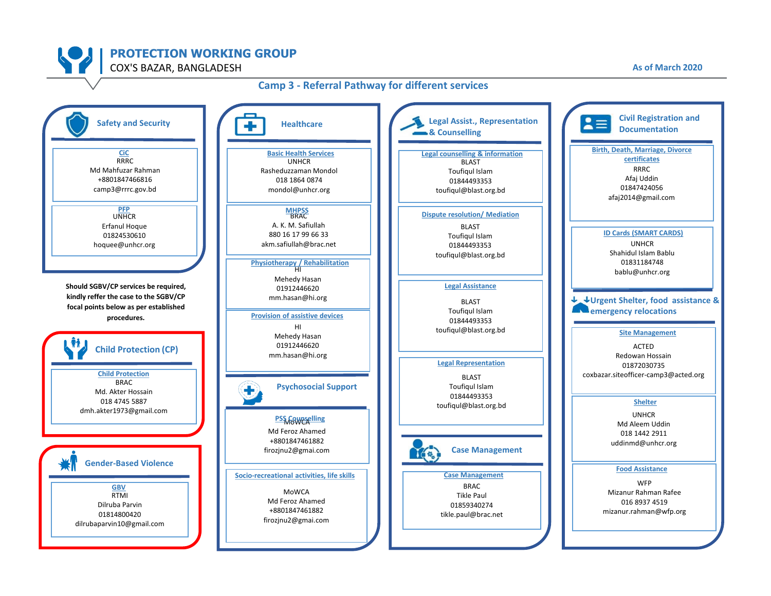# PROTECTION WORKING GROUP

COX'S BAZAR, BANGLADESH

As of March 2020

## Camp 3 - Referral Pathway for different services

### Safety and Security

**CiC**
RRRC
Md Mahfuzar Rahman
+8801847466816
camp3@rrrc.gov.bd

**PFP**
UNHCR
Erfanul Hoque
01824530610
hoquee@unhcr.org

**Should SGBV/CP services be required, kindly reffer the case to the SGBV/CP focal points below as per established procedures.**

### Child Protection (CP)

**Child Protection**
BRAC
Md. Akter Hossain
018 4745 5887
dmh.akter1973@gmail.com

### Gender-Based Violence

**GBV**
RTMI
Dilruba Parvin
01814800420
dilrubaparvin10@gmail.com

### Healthcare

**Basic Health Services**
UNHCR
Rasheduzzaman Mondol
018 1864 0874
mondol@unhcr.org

**MHPSS**
BRAC
A. K. M. Safiullah
880 16 17 99 66 33
akm.safiullah@brac.net

**Physiotherapy / Rehabilitation**
HI
Mehedy Hasan
01912446620
mm.hasan@hi.org

**Provision of assistive devices**
HI
Mehedy Hasan
01912446620
mm.hasan@hi.org

### Psychosocial Support

**PSS Counselling**
MoWCA
Md Feroz Ahamed
+8801847461882
firozjnu2@gmai.com

**Socio-recreational activities, life skills**
MoWCA
Md Feroz Ahamed
+8801847461882
firozjnu2@gmai.com

### Legal Assist., Representation & Counselling

**Legal counselling & information**
BLAST
Toufiqul Islam
01844493353
toufiqul@blast.org.bd

**Dispute resolution/ Mediation**
BLAST
Toufiqul Islam
01844493353
toufiqul@blast.org.bd

**Legal Assistance**
BLAST
Toufiqul Islam
01844493353
toufiqul@blast.org.bd

**Legal Representation**
BLAST
Toufiqul Islam
01844493353
toufiqul@blast.org.bd

### Case Management

**Case Management**
BRAC
Tikle Paul
01859340274
tikle.paul@brac.net

### Civil Registration and Documentation

**Birth, Death, Marriage, Divorce certificates**
RRRC
Afaj Uddin
01847424056
afaj2014@gmail.com

**ID Cards (SMART CARDS)**
UNHCR
Shahidul Islam Bablu
01831184748
bablu@unhcr.org

### Urgent Shelter, food assistance & emergency relocations

**Site Management**
ACTED
Redowan Hossain
01872030735
coxbazar.siteofficer-camp3@acted.org

**Shelter**
UNHCR
Md Aleem Uddin
018 1442 2911
uddinmd@unhcr.org

**Food Assistance**
WFP
Mizanur Rahman Rafee
016 8937 4519
mizanur.rahman@wfp.org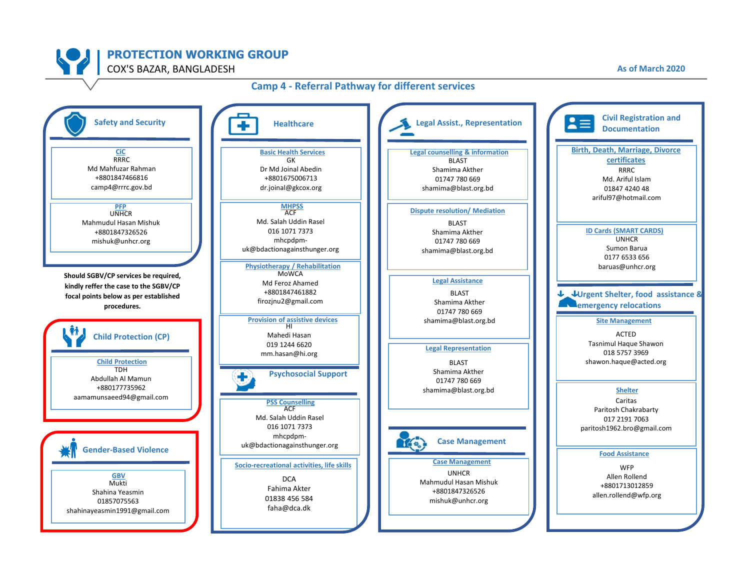# PROTECTION WORKING GROUP

COX'S BAZAR, BANGLADESH

As of March 2020

## Camp 4 - Referral Pathway for different services

### Safety and Security

**CiC**
RRRC
Md Mahfuzar Rahman
+8801847466816
camp4@rrrc.gov.bd

**PFP**
UNHCR
Mahmudul Hasan Mishuk
+8801847326526
mishuk@unhcr.org

**Should SGBV/CP services be required, kindly reffer the case to the SGBV/CP focal points below as per established procedures.**

### Child Protection (CP)

**Child Protection**
TDH
Abdullah Al Mamun
+880177735962
aamamunsaeed94@gmail.com

### Gender-Based Violence

**GBV**
Mukti
Shahina Yeasmin
01857075563
shahinayeasmin1991@gmail.com

### Healthcare

**Basic Health Services**
GK
Dr Md Joinal Abedin
+8801675006713
dr.joinal@gkcox.org

**MHPSS**
ACF
Md. Salah Uddin Rasel
016 1071 7373
mhcpdpm-uk@bdactionagainsthunger.org

**Physiotherapy / Rehabilitation**
MoWCA
Md Feroz Ahamed
+8801847461882
firozjnu2@gmail.com

**Provision of assistive devices**
HI
Mahedi Hasan
019 1244 6620
mm.hasan@hi.org

### Psychosocial Support

**PSS Counselling**
ACF
Md. Salah Uddin Rasel
016 1071 7373
mhcpdpm-uk@bdactionagainsthunger.org

**Socio-recreational activities, life skills**
DCA
Fahima Akter
01838 456 584
faha@dca.dk

### Legal Assist., Representation

**Legal counselling & information**
BLAST
Shamima Akther
01747 780 669
shamima@blast.org.bd

**Dispute resolution/ Mediation**
BLAST
Shamima Akther
01747 780 669
shamima@blast.org.bd

**Legal Assistance**
BLAST
Shamima Akther
01747 780 669
shamima@blast.org.bd

**Legal Representation**
BLAST
Shamima Akther
01747 780 669
shamima@blast.org.bd

### Case Management

**Case Management**
UNHCR
Mahmudul Hasan Mishuk
+8801847326526
mishuk@unhcr.org

### Civil Registration and Documentation

**Birth, Death, Marriage, Divorce certificates**
RRRC
Md. Ariful Islam
01847 4240 48
ariful97@hotmail.com

**ID Cards (SMART CARDS)**
UNHCR
Sumon Barua
0177 6533 656
baruas@unhcr.org

### Urgent Shelter, food assistance & emergency relocations

**Site Management**
ACTED
Tasnimul Haque Shawon
018 5757 3969
shawon.haque@acted.org

**Shelter**
Caritas
Paritosh Chakrabarty
017 2191 7063
paritosh1962.bro@gmail.com

**Food Assistance**
WFP
Allen Rollend
+8801713012859
allen.rollend@wfp.org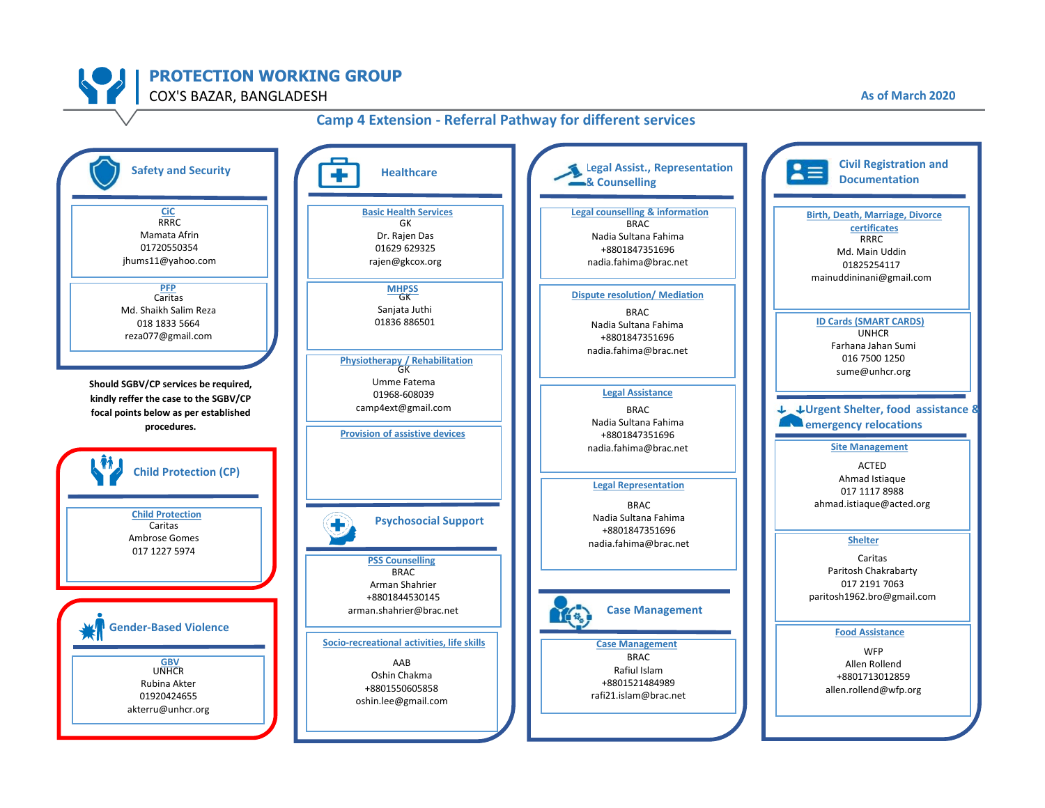# PROTECTION WORKING GROUP

COX'S BAZAR, BANGLADESH

As of March 2020

## Camp 4 Extension - Referral Pathway for different services

### Safety and Security

**CiC**
RRRC
Mamata Afrin
01720550354
jhums11@yahoo.com

**PFP**
Caritas
Md. Shaikh Salim Reza
018 1833 5664
reza077@gmail.com

**Should SGBV/CP services be required, kindly reffer the case to the SGBV/CP focal points below as per established procedures.**

### Child Protection (CP)

**Child Protection**
Caritas
Ambrose Gomes
017 1227 5974

### Gender-Based Violence

**GBV**
UNHCR
Rubina Akter
01920424655
akterru@unhcr.org

### Healthcare

**Basic Health Services**
GK
Dr. Rajen Das
01629 629325
rajen@gkcox.org

**MHPSS**
GK
Sanjata Juthi
01836 886501

**Physiotherapy / Rehabilitation**
GK
Umme Fatema
01968-608039
camp4ext@gmail.com

**Provision of assistive devices**

### Psychosocial Support

**PSS Counselling**
BRAC
Arman Shahrier
+8801844530145
arman.shahrier@brac.net

**Socio-recreational activities, life skills**
AAB
Oshin Chakma
+8801550605858
oshin.lee@gmail.com

### Legal Assist., Representation & Counselling

**Legal counselling & information**
BRAC
Nadia Sultana Fahima
+8801847351696
nadia.fahima@brac.net

**Dispute resolution/ Mediation**
BRAC
Nadia Sultana Fahima
+8801847351696
nadia.fahima@brac.net

**Legal Assistance**
BRAC
Nadia Sultana Fahima
+8801847351696
nadia.fahima@brac.net

**Legal Representation**
BRAC
Nadia Sultana Fahima
+8801847351696
nadia.fahima@brac.net

### Case Management

**Case Management**
BRAC
Rafiul Islam
+8801521484989
rafi21.islam@brac.net

### Civil Registration and Documentation

**Birth, Death, Marriage, Divorce certificates**
RRRC
Md. Main Uddin
01825254117
mainuddininani@gmail.com

**ID Cards (SMART CARDS)**
UNHCR
Farhana Jahan Sumi
016 7500 1250
sume@unhcr.org

### Urgent Shelter, food assistance & emergency relocations

**Site Management**
ACTED
Ahmad Istiaque
017 1117 8988
ahmad.istiaque@acted.org

**Shelter**
Caritas
Paritosh Chakrabarty
017 2191 7063
paritosh1962.bro@gmail.com

**Food Assistance**
WFP
Allen Rollend
+8801713012859
allen.rollend@wfp.org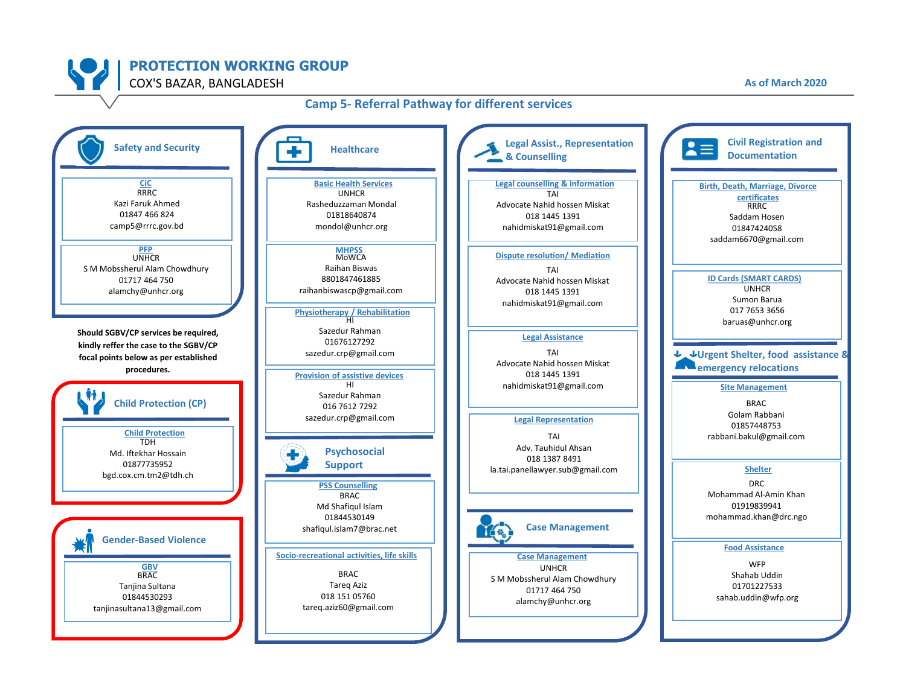# PROTECTION WORKING GROUP

COX'S BAZAR, BANGLADESH

As of March 2020

## Camp 5- Referral Pathway for different services

### Safety and Security

**CiC**
RRRC
Kazi Faruk Ahmed
01847 466 824
camp5@rrrc.gov.bd

**PFP**
UNHCR
S M Mobssherul Alam Chowdhury
01717 464 750
alamchy@unhcr.org

**Should SGBV/CP services be required, kindly reffer the case to the SGBV/CP focal points below as per established procedures.**

### Child Protection (CP)

**Child Protection**
TDH
Md. Iftekhar Hossain
01877735952
bgd.cox.cm.tm2@tdh.ch

### Gender-Based Violence

**GBV**
BRAC
Tanjina Sultana
01844530293
tanjinasultana13@gmail.com

### Healthcare

**Basic Health Services**
UNHCR
Rasheduzzaman Mondal
01818640874
mondol@unhcr.org

**MHPSS**
MoWCA
Raihan Biswas
8801847461885
raihanbiswascp@gmail.com

**Physiotherapy / Rehabilitation**
HI
Sazedur Rahman
01676127292
sazedur.crp@gmail.com

**Provision of assistive devices**
HI
Sazedur Rahman
016 7612 7292
sazedur.crp@gmail.com

### Psychosocial Support

**PSS Counselling**
BRAC
Md Shafiqul Islam
01844530149
shafiqul.islam7@brac.net

**Socio-recreational activities, life skills**
BRAC
Tareq Aziz
018 151 05760
tareq.aziz60@gmail.com

### Legal Assist., Representation & Counselling

**Legal counselling & information**
TAI
Advocate Nahid hossen Miskat
018 1445 1391
nahidmiskat91@gmail.com

**Dispute resolution/ Mediation**
TAI
Advocate Nahid hossen Miskat
018 1445 1391
nahidmiskat91@gmail.com

**Legal Assistance**
TAI
Advocate Nahid hossen Miskat
018 1445 1391
nahidmiskat91@gmail.com

**Legal Representation**
TAI
Adv. Tauhidul Ahsan
018 1387 8491
la.tai.panellawyer.sub@gmail.com

### Case Management

**Case Management**
UNHCR
S M Mobssherul Alam Chowdhury
01717 464 750
alamchy@unhcr.org

### Civil Registration and Documentation

**Birth, Death, Marriage, Divorce certificates**
RRRC
Saddam Hosen
01847424058
saddam6670@gmail.com

**ID Cards (SMART CARDS)**
UNHCR
Sumon Barua
017 7653 3656
baruas@unhcr.org

### Urgent Shelter, food assistance & emergency relocations

**Site Management**
BRAC
Golam Rabbani
01857448753
rabbani.bakul@gmail.com

**Shelter**
DRC
Mohammad Al-Amin Khan
01919839941
mohammad.khan@drc.ngo

**Food Assistance**
WFP
Shahab Uddin
01701227533
sahab.uddin@wfp.org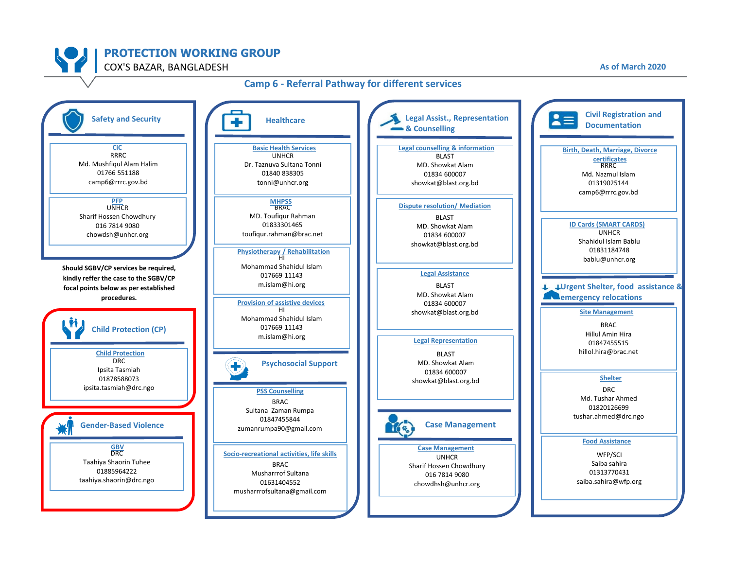# PROTECTION WORKING GROUP

COX'S BAZAR, BANGLADESH

As of March 2020

## Camp 6 - Referral Pathway for different services

### Safety and Security

**CiC**
RRRC
Md. Mushfiqul Alam Halim
01766 551188
camp6@rrrc.gov.bd

**PFP**
UNHCR
Sharif Hossen Chowdhury
016 7814 9080
chowdsh@unhcr.org

**Should SGBV/CP services be required, kindly reffer the case to the SGBV/CP focal points below as per established procedures.**

### Child Protection (CP)

**Child Protection**
DRC
Ipsita Tasmiah
01878588073
ipsita.tasmiah@drc.ngo

### Gender-Based Violence

**GBV**
DRC
Taahiya Shaorin Tuhee
01885964222
taahiya.shaorin@drc.ngo

### Healthcare

**Basic Health Services**
UNHCR
Dr. Taznuva Sultana Tonni
01840 838305
tonni@unhcr.org

**MHPSS**
BRAC
MD. Toufiqur Rahman
01833301465
toufiqur.rahman@brac.net

**Physiotherapy / Rehabilitation**
HI
Mohammad Shahidul Islam
017669 11143
m.islam@hi.org

**Provision of assistive devices**
HI
Mohammad Shahidul Islam
017669 11143
m.islam@hi.org

### Psychosocial Support

**PSS Counselling**
BRAC
Sultana Zaman Rumpa
01847455844
zumanrumpa90@gmail.com

**Socio-recreational activities, life skills**
BRAC
Musharrrof Sultana
01631404552
musharrrofsultana@gmail.com

### Legal Assist., Representation & Counselling

**Legal counselling & information**
BLAST
MD. Showkat Alam
01834 600007
showkat@blast.org.bd

**Dispute resolution/ Mediation**
BLAST
MD. Showkat Alam
01834 600007
showkat@blast.org.bd

**Legal Assistance**
BLAST
MD. Showkat Alam
01834 600007
showkat@blast.org.bd

**Legal Representation**
BLAST
MD. Showkat Alam
01834 600007
showkat@blast.org.bd

### Case Management

**Case Management**
UNHCR
Sharif Hossen Chowdhury
016 7814 9080
chowdhsh@unhcr.org

### Civil Registration and Documentation

**Birth, Death, Marriage, Divorce certificates**
RRRC
Md. Nazmul Islam
01319025144
camp6@rrrc.gov.bd

**ID Cards (SMART CARDS)**
UNHCR
Shahidul Islam Bablu
01831184748
bablu@unhcr.org

### Urgent Shelter, food assistance & emergency relocations

**Site Management**
BRAC
Hillul Amin Hira
01847455515
hillol.hira@brac.net

**Shelter**
DRC
Md. Tushar Ahmed
01820126699
tushar.ahmed@drc.ngo

**Food Assistance**
WFP/SCI
Saiba sahira
01313770431
saiba.sahira@wfp.org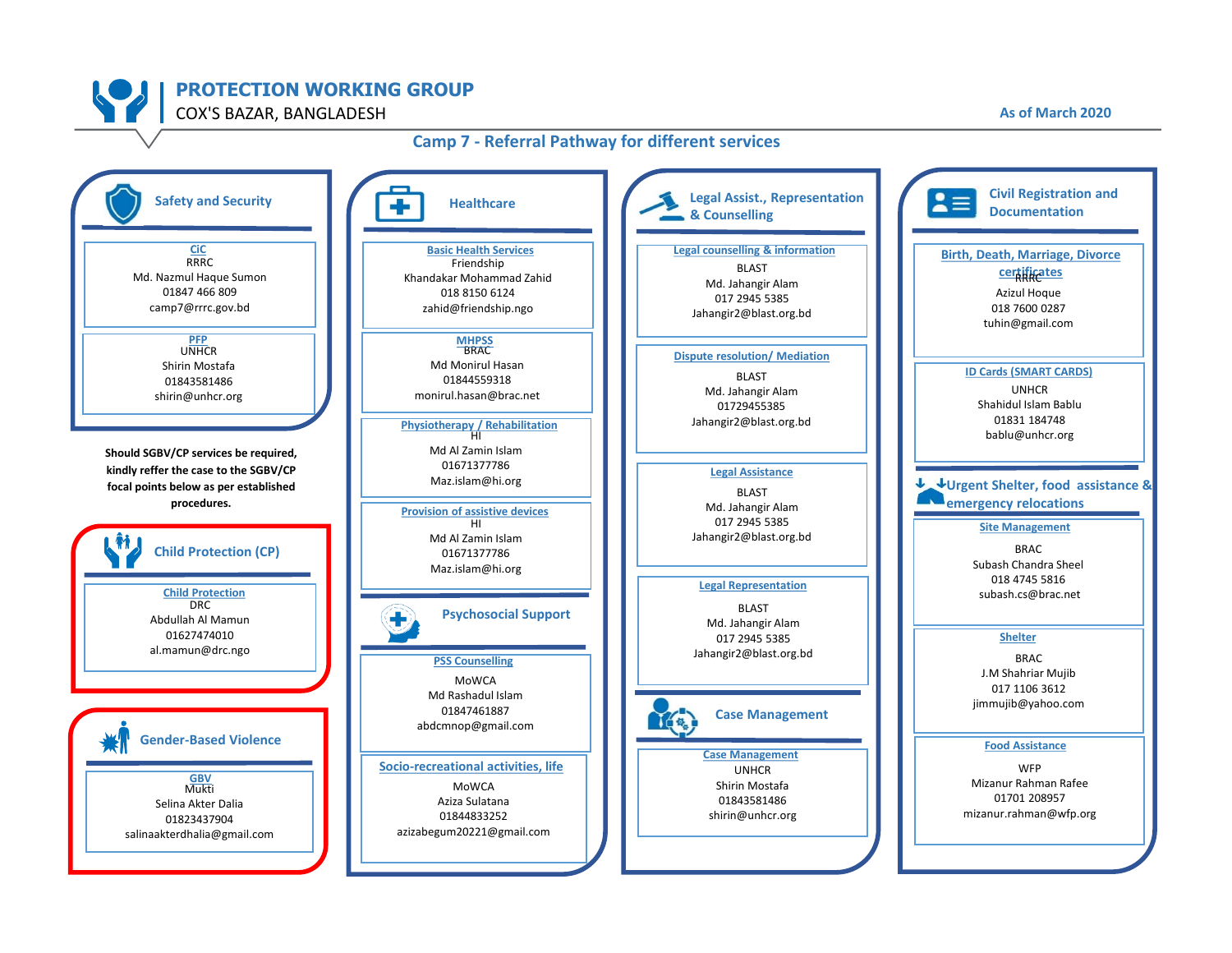# PROTECTION WORKING GROUP

COX'S BAZAR, BANGLADESH

As of March 2020

## Camp 7 - Referral Pathway for different services

### Safety and Security

**CiC**
RRRC
Md. Nazmul Haque Sumon
01847 466 809
camp7@rrrc.gov.bd

**PFP**
UNHCR
Shirin Mostafa
01843581486
shirin@unhcr.org

**Should SGBV/CP services be required, kindly reffer the case to the SGBV/CP focal points below as per established procedures.**

### Child Protection (CP)

**Child Protection**
DRC
Abdullah Al Mamun
01627474010
al.mamun@drc.ngo

### Gender-Based Violence

**GBV**
Mukti
Selina Akter Dalia
01823437904
salinaakterdhalia@gmail.com

### Healthcare

**Basic Health Services**
Friendship
Khandakar Mohammad Zahid
018 8150 6124
zahid@friendship.ngo

**MHPSS**
BRAC
Md Monirul Hasan
01844559318
monirul.hasan@brac.net

**Physiotherapy / Rehabilitation**
HI
Md Al Zamin Islam
01671377786
Maz.islam@hi.org

**Provision of assistive devices**
HI
Md Al Zamin Islam
01671377786
Maz.islam@hi.org

### Psychosocial Support

**PSS Counselling**
MoWCA
Md Rashadul Islam
01847461887
abdcmnop@gmail.com

**Socio-recreational activities, life**
MoWCA
Aziza Sulatana
01844833252
azizabegum20221@gmail.com

### Legal Assist., Representation & Counselling

**Legal counselling & information**
BLAST
Md. Jahangir Alam
017 2945 5385
Jahangir2@blast.org.bd

**Dispute resolution/ Mediation**
BLAST
Md. Jahangir Alam
01729455385
Jahangir2@blast.org.bd

**Legal Assistance**
BLAST
Md. Jahangir Alam
017 2945 5385
Jahangir2@blast.org.bd

**Legal Representation**
BLAST
Md. Jahangir Alam
017 2945 5385
Jahangir2@blast.org.bd

### Case Management

**Case Management**
UNHCR
Shirin Mostafa
01843581486
shirin@unhcr.org

### Civil Registration and Documentation

**Birth, Death, Marriage, Divorce certificates**
RRRC
Azizul Hoque
018 7600 0287
tuhin@gmail.com

**ID Cards (SMART CARDS)**
UNHCR
Shahidul Islam Bablu
01831 184748
bablu@unhcr.org

### Urgent Shelter, food assistance & emergency relocations

**Site Management**
BRAC
Subash Chandra Sheel
018 4745 5816
subash.cs@brac.net

**Shelter**
BRAC
J.M Shahriar Mujib
017 1106 3612
jimmujib@yahoo.com

**Food Assistance**
WFP
Mizanur Rahman Rafee
01701 208957
mizanur.rahman@wfp.org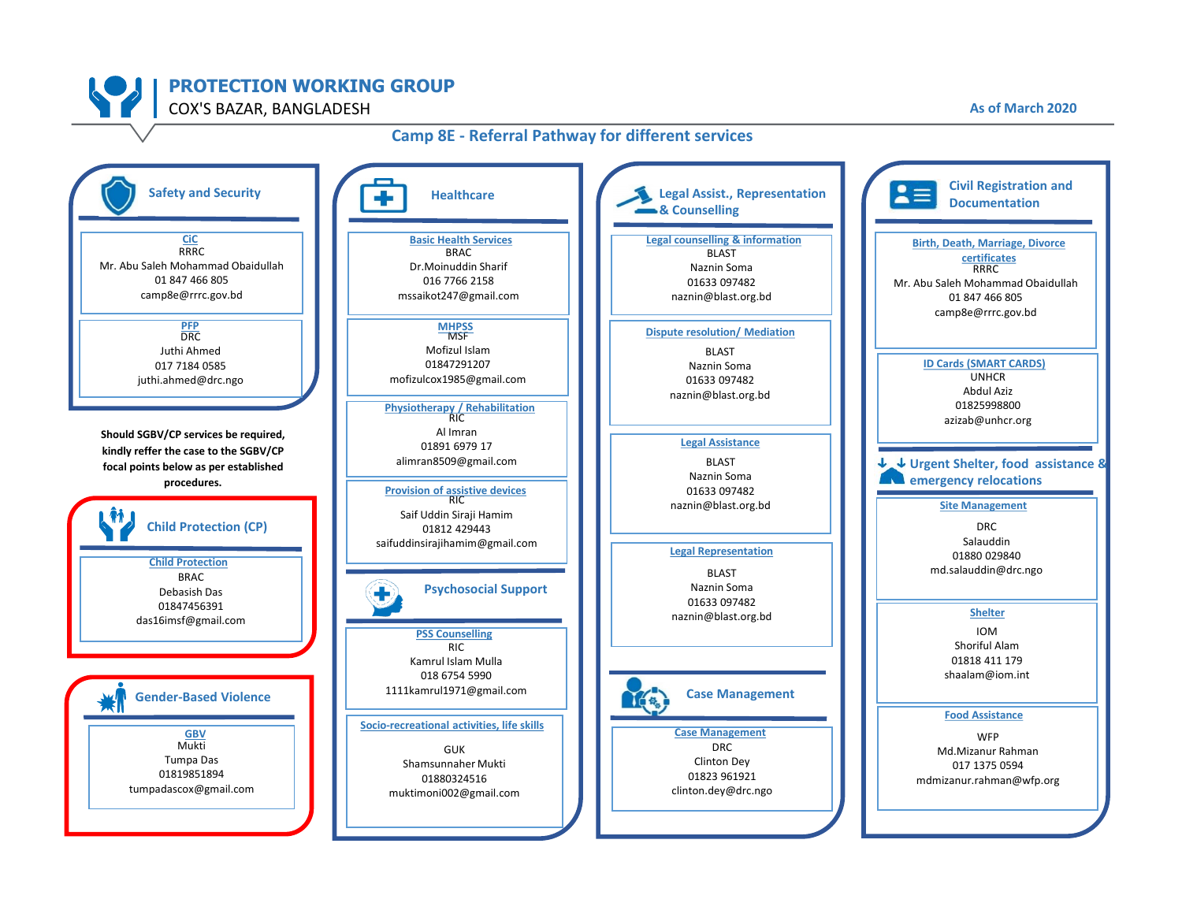# PROTECTION WORKING GROUP

COX'S BAZAR, BANGLADESH

As of March 2020

## Camp 8E - Referral Pathway for different services

### Safety and Security

**CiC**
RRRC
Mr. Abu Saleh Mohammad Obaidullah
01 847 466 805
camp8e@rrrc.gov.bd

**PFP**
DRC
Juthi Ahmed
017 7184 0585
juthi.ahmed@drc.ngo

**Should SGBV/CP services be required, kindly reffer the case to the SGBV/CP focal points below as per established procedures.**

### Child Protection (CP)

**Child Protection**
BRAC
Debasish Das
01847456391
das16imsf@gmail.com

### Gender-Based Violence

**GBV**
Mukti
Tumpa Das
01819851894
tumpadascox@gmail.com

### Healthcare

**Basic Health Services**
BRAC
Dr.Moinuddin Sharif
016 7766 2158
mssaikot247@gmail.com

**MHPSS**
MSF
Mofizul Islam
01847291207
mofizulcox1985@gmail.com

**Physiotherapy / Rehabilitation**
RIC
Al Imran
01891 6979 17
alimran8509@gmail.com

**Provision of assistive devices**
RIC
Saif Uddin Siraji Hamim
01812 429443
saifuddinsirajihamim@gmail.com

### Psychosocial Support

**PSS Counselling**
RIC
Kamrul Islam Mulla
018 6754 5990
1111kamrul1971@gmail.com

**Socio-recreational activities, life skills**
GUK
Shamsunnaher Mukti
01880324516
muktimoni002@gmail.com

### Legal Assist., Representation & Counselling

**Legal counselling & information**
BLAST
Naznin Soma
01633 097482
naznin@blast.org.bd

**Dispute resolution/ Mediation**
BLAST
Naznin Soma
01633 097482
naznin@blast.org.bd

**Legal Assistance**
BLAST
Naznin Soma
01633 097482
naznin@blast.org.bd

**Legal Representation**
BLAST
Naznin Soma
01633 097482
naznin@blast.org.bd

### Case Management

**Case Management**
DRC
Clinton Dey
01823 961921
clinton.dey@drc.ngo

### Civil Registration and Documentation

**Birth, Death, Marriage, Divorce certificates**
RRRC
Mr. Abu Saleh Mohammad Obaidullah
01 847 466 805
camp8e@rrrc.gov.bd

**ID Cards (SMART CARDS)**
UNHCR
Abdul Aziz
01825998800
azizab@unhcr.org

### Urgent Shelter, food assistance & emergency relocations

**Site Management**
DRC
Salauddin
01880 029840
md.salauddin@drc.ngo

**Shelter**
IOM
Shoriful Alam
01818 411 179
shaalam@iom.int

**Food Assistance**
WFP
Md.Mizanur Rahman
017 1375 0594
mdmizanur.rahman@wfp.org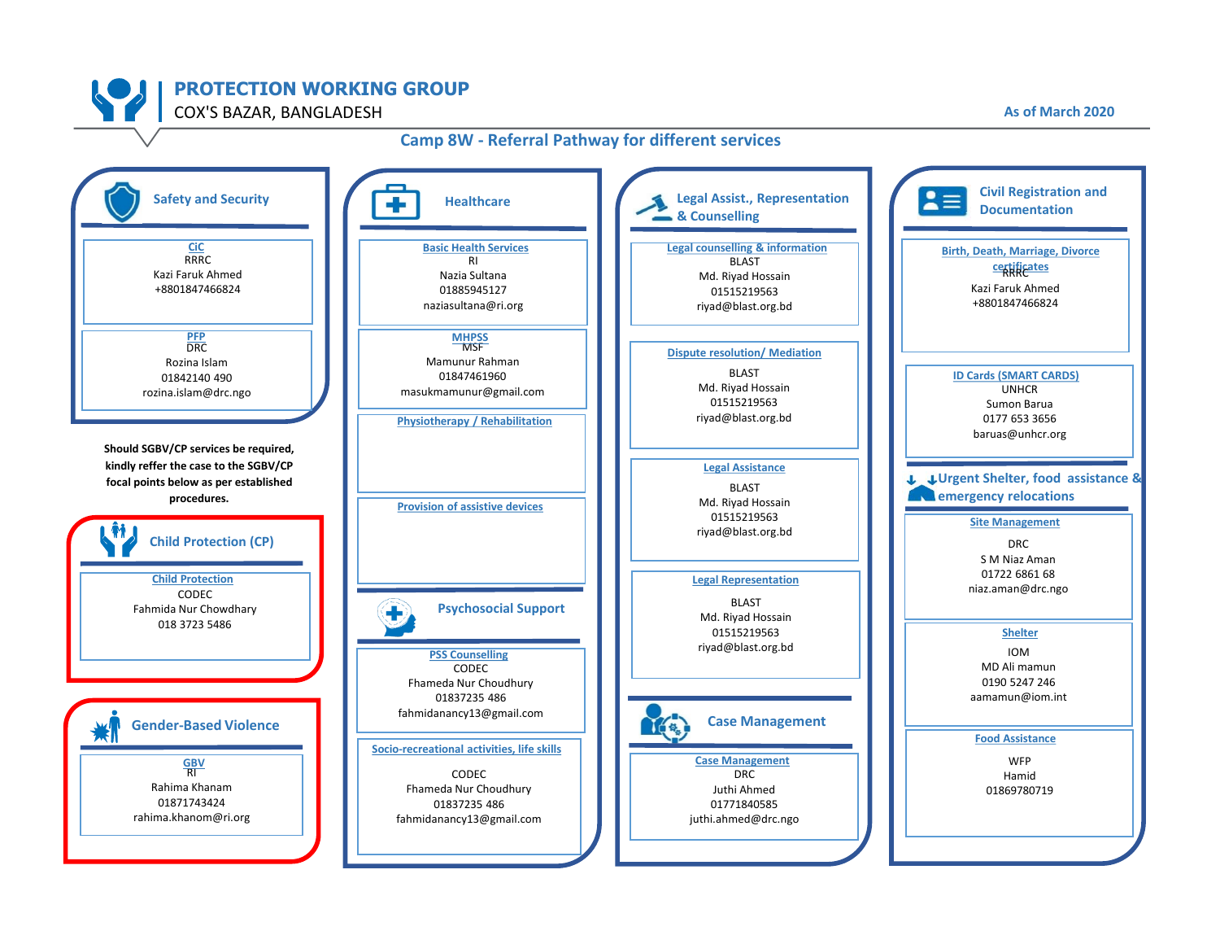# PROTECTION WORKING GROUP

COX'S BAZAR, BANGLADESH

As of March 2020

## Camp 8W - Referral Pathway for different services

### Safety and Security

**CiC**
RRRC
Kazi Faruk Ahmed
+8801847466824

**PFP**
DRC
Rozina Islam
01842140 490
rozina.islam@drc.ngo

**Should SGBV/CP services be required, kindly reffer the case to the SGBV/CP focal points below as per established procedures.**

### Child Protection (CP)

**Child Protection**
CODEC
Fahmida Nur Chowdhary
018 3723 5486

### Gender-Based Violence

**GBV**
RI
Rahima Khanam
01871743424
rahima.khanom@ri.org

### Healthcare

**Basic Health Services**
RI
Nazia Sultana
01885945127
naziasultana@ri.org

**MHPSS**
MSF
Mamunur Rahman
01847461960
masukmamunur@gmail.com

**Physiotherapy / Rehabilitation**

**Provision of assistive devices**

### Psychosocial Support

**PSS Counselling**
CODEC
Fhameda Nur Choudhury
01837235 486
fahmidanancy13@gmail.com

**Socio-recreational activities, life skills**
CODEC
Fhameda Nur Choudhury
01837235 486
fahmidanancy13@gmail.com

### Legal Assist., Representation & Counselling

**Legal counselling & information**
BLAST
Md. Riyad Hossain
01515219563
riyad@blast.org.bd

**Dispute resolution/ Mediation**
BLAST
Md. Riyad Hossain
01515219563
riyad@blast.org.bd

**Legal Assistance**
BLAST
Md. Riyad Hossain
01515219563
riyad@blast.org.bd

**Legal Representation**
BLAST
Md. Riyad Hossain
01515219563
riyad@blast.org.bd

### Case Management

**Case Management**
DRC
Juthi Ahmed
01771840585
juthi.ahmed@drc.ngo

### Civil Registration and Documentation

**Birth, Death, Marriage, Divorce certificates**
RRRC
Kazi Faruk Ahmed
+8801847466824

**ID Cards (SMART CARDS)**
UNHCR
Sumon Barua
0177 653 3656
baruas@unhcr.org

### Urgent Shelter, food assistance & emergency relocations

**Site Management**
DRC
S M Niaz Aman
01722 6861 68
niaz.aman@drc.ngo

**Shelter**
IOM
MD Ali mamun
0190 5247 246
aamamun@iom.int

**Food Assistance**
WFP
Hamid
01869780719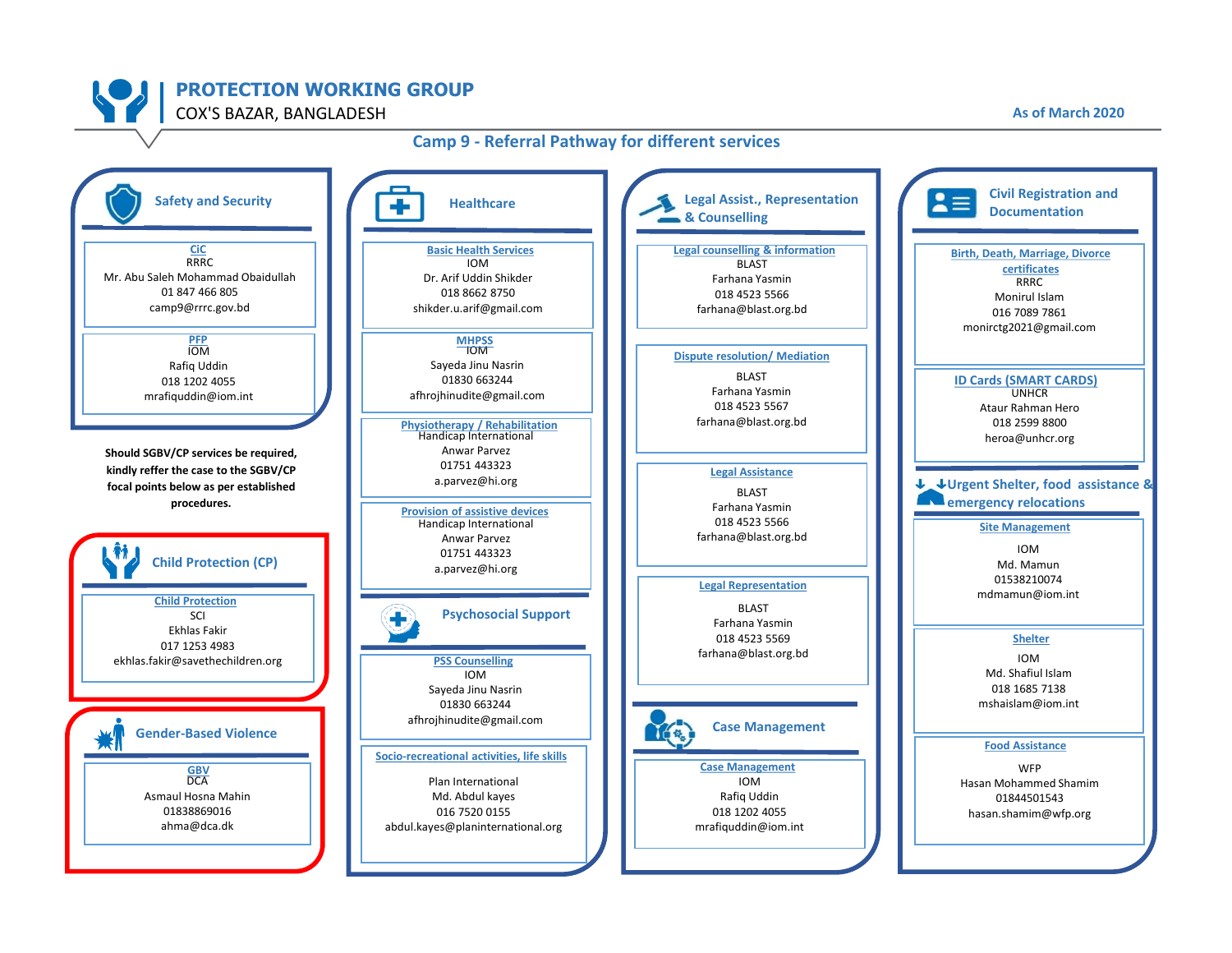# PROTECTION WORKING GROUP

COX'S BAZAR, BANGLADESH

As of March 2020

## Camp 9 - Referral Pathway for different services

### Safety and Security

**CiC**
RRRC
Mr. Abu Saleh Mohammad Obaidullah
01 847 466 805
camp9@rrrc.gov.bd

**PFP**
IOM
Rafiq Uddin
018 1202 4055
mrafiquddin@iom.int

**Should SGBV/CP services be required, kindly reffer the case to the SGBV/CP focal points below as per established procedures.**

### Child Protection (CP)

**Child Protection**
SCI
Ekhlas Fakir
017 1253 4983
ekhlas.fakir@savethechildren.org

### Gender-Based Violence

**GBV**
DCA
Asmaul Hosna Mahin
01838869016
ahma@dca.dk

### Healthcare

**Basic Health Services**
IOM
Dr. Arif Uddin Shikder
018 8662 8750
shikder.u.arif@gmail.com

**MHPSS**
IOM
Sayeda Jinu Nasrin
01830 663244
afhrojhinudite@gmail.com

**Physiotherapy / Rehabilitation**
Handicap International
Anwar Parvez
01751 443323
a.parvez@hi.org

**Provision of assistive devices**
Handicap International
Anwar Parvez
01751 443323
a.parvez@hi.org

### Psychosocial Support

**PSS Counselling**
IOM
Sayeda Jinu Nasrin
01830 663244
afhrojhinudite@gmail.com

**Socio-recreational activities, life skills**
Plan International
Md. Abdul kayes
016 7520 0155
abdul.kayes@planinternational.org

### Legal Assist., Representation & Counselling

**Legal counselling & information**
BLAST
Farhana Yasmin
018 4523 5566
farhana@blast.org.bd

**Dispute resolution/ Mediation**
BLAST
Farhana Yasmin
018 4523 5567
farhana@blast.org.bd

**Legal Assistance**
BLAST
Farhana Yasmin
018 4523 5566
farhana@blast.org.bd

**Legal Representation**
BLAST
Farhana Yasmin
018 4523 5569
farhana@blast.org.bd

### Case Management

**Case Management**
IOM
Rafiq Uddin
018 1202 4055
mrafiquddin@iom.int

### Civil Registration and Documentation

**Birth, Death, Marriage, Divorce certificates**
RRRC
Monirul Islam
016 7089 7861
monirctg2021@gmail.com

**ID Cards (SMART CARDS)**
UNHCR
Ataur Rahman Hero
018 2599 8800
heroa@unhcr.org

### Urgent Shelter, food assistance & emergency relocations

**Site Management**
IOM
Md. Mamun
01538210074
mdmamun@iom.int

**Shelter**
IOM
Md. Shafiul Islam
018 1685 7138
mshaislam@iom.int

**Food Assistance**
WFP
Hasan Mohammed Shamim
01844501543
hasan.shamim@wfp.org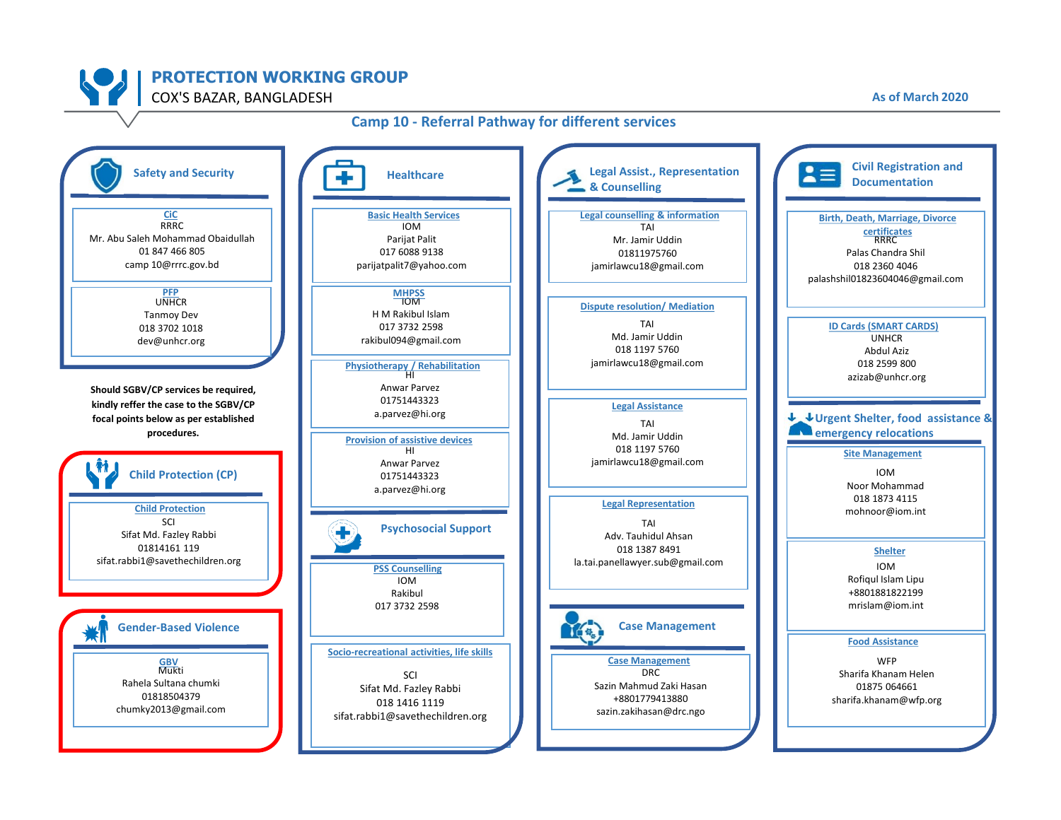# PROTECTION WORKING GROUP

COX'S BAZAR, BANGLADESH

As of March 2020

## Camp 10 - Referral Pathway for different services

### Safety and Security

**CiC**
RRRC
Mr. Abu Saleh Mohammad Obaidullah
01 847 466 805
camp 10@rrrc.gov.bd

**PFP**
UNHCR
Tanmoy Dev
018 3702 1018
dev@unhcr.org

**Should SGBV/CP services be required, kindly reffer the case to the SGBV/CP focal points below as per established procedures.**

### Child Protection (CP)

**Child Protection**
SCI
Sifat Md. Fazley Rabbi
01814161 119
sifat.rabbi1@savethechildren.org

### Gender-Based Violence

**GBV**
Mukti
Rahela Sultana chumki
01818504379
chumky2013@gmail.com

### Healthcare

**Basic Health Services**
IOM
Parijat Palit
017 6088 9138
parijatpalit7@yahoo.com

**MHPSS**
IOM
H M Rakibul Islam
017 3732 2598
rakibul094@gmail.com

**Physiotherapy / Rehabilitation**
HI
Anwar Parvez
01751443323
a.parvez@hi.org

**Provision of assistive devices**
HI
Anwar Parvez
01751443323
a.parvez@hi.org

### Psychosocial Support

**PSS Counselling**
IOM
Rakibul
017 3732 2598

**Socio-recreational activities, life skills**
SCI
Sifat Md. Fazley Rabbi
018 1416 1119
sifat.rabbi1@savethechildren.org

### Legal Assist., Representation & Counselling

**Legal counselling & information**
TAI
Mr. Jamir Uddin
01811975760
jamirlawcu18@gmail.com

**Dispute resolution/ Mediation**
TAI
Md. Jamir Uddin
018 1197 5760
jamirlawcu18@gmail.com

**Legal Assistance**
TAI
Md. Jamir Uddin
018 1197 5760
jamirlawcu18@gmail.com

**Legal Representation**
TAI
Adv. Tauhidul Ahsan
018 1387 8491
la.tai.panellawyer.sub@gmail.com

### Case Management

**Case Management**
DRC
Sazin Mahmud Zaki Hasan
+8801779413880
sazin.zakihasan@drc.ngo

### Civil Registration and Documentation

**Birth, Death, Marriage, Divorce certificates**
RRRC
Palas Chandra Shil
018 2360 4046
palashshil01823604046@gmail.com

**ID Cards (SMART CARDS)**
UNHCR
Abdul Aziz
018 2599 800
azizab@unhcr.org

### Urgent Shelter, food assistance & emergency relocations

**Site Management**
IOM
Noor Mohammad
018 1873 4115
mohnoor@iom.int

**Shelter**
IOM
Rofiqul Islam Lipu
+8801881822199
mrislam@iom.int

**Food Assistance**
WFP
Sharifa Khanam Helen
01875 064661
sharifa.khanam@wfp.org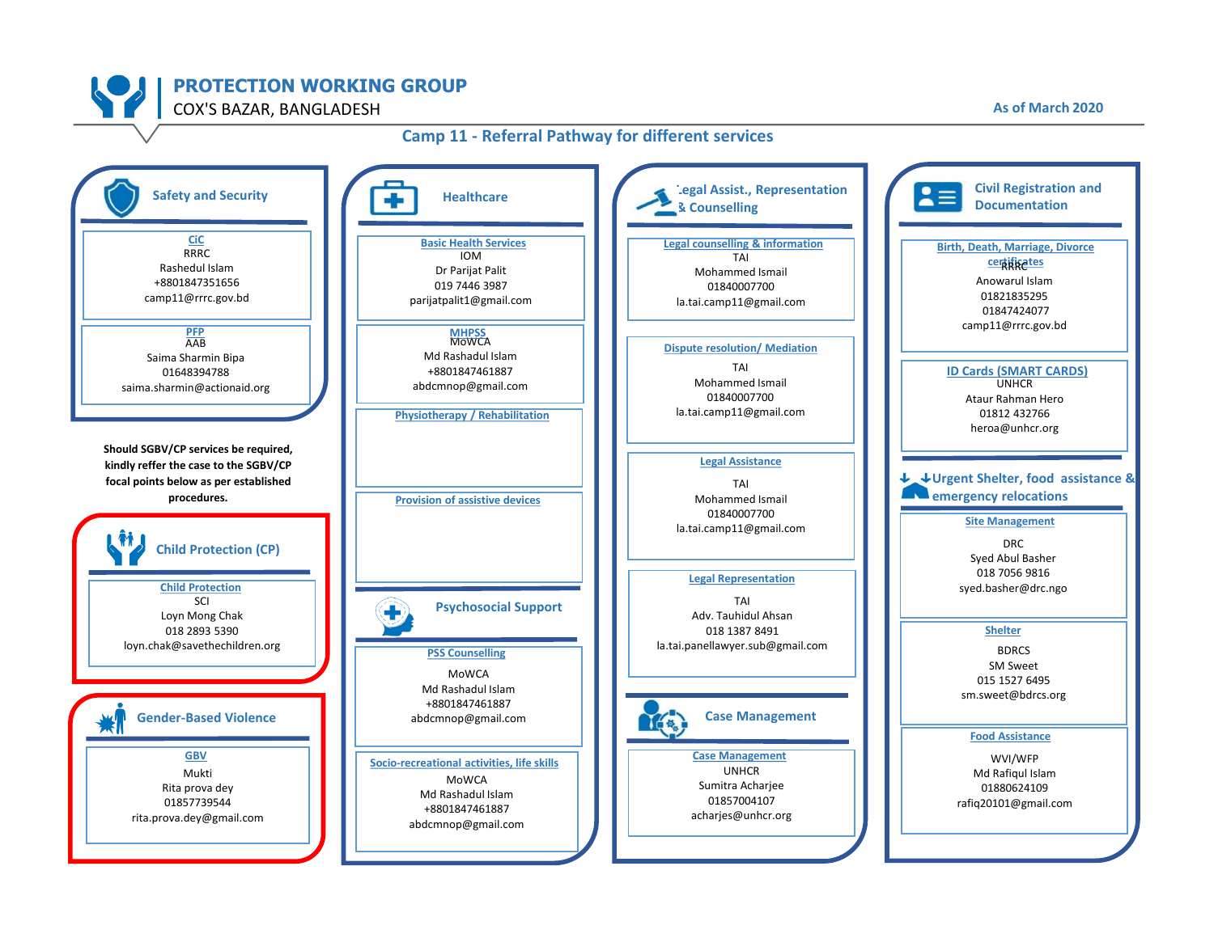# PROTECTION WORKING GROUP

COX'S BAZAR, BANGLADESH

As of March 2020

## Camp 11 - Referral Pathway for different services

### Safety and Security

**CiC**
RRRC
Rashedul Islam
+8801847351656
camp11@rrrc.gov.bd

**PFP**
AAB
Saima Sharmin Bipa
01648394788
saima.sharmin@actionaid.org

**Should SGBV/CP services be required, kindly reffer the case to the SGBV/CP focal points below as per established procedures.**

### Child Protection (CP)

**Child Protection**
SCI
Loyn Mong Chak
018 2893 5390
loyn.chak@savethechildren.org

### Gender-Based Violence

**GBV**
Mukti
Rita prova dey
01857739544
rita.prova.dey@gmail.com

### Healthcare

**Basic Health Services**
IOM
Dr Parijat Palit
019 7446 3987
parijatpalit1@gmail.com

**MHPSS**
MoWCA
Md Rashadul Islam
+8801847461887
abdcmnop@gmail.com

**Physiotherapy / Rehabilitation**

**Provision of assistive devices**

### Psychosocial Support

**PSS Counselling**
MoWCA
Md Rashadul Islam
+8801847461887
abdcmnop@gmail.com

**Socio-recreational activities, life skills**
MoWCA
Md Rashadul Islam
+8801847461887
abdcmnop@gmail.com

### Legal Assist., Representation & Counselling

**Legal counselling & information**
TAI
Mohammed Ismail
01840007700
la.tai.camp11@gmail.com

**Dispute resolution/ Mediation**
TAI
Mohammed Ismail
01840007700
la.tai.camp11@gmail.com

**Legal Assistance**
TAI
Mohammed Ismail
01840007700
la.tai.camp11@gmail.com

**Legal Representation**
TAI
Adv. Tauhidul Ahsan
018 1387 8491
la.tai.panellawyer.sub@gmail.com

### Case Management

**Case Management**
UNHCR
Sumitra Acharjee
01857004107
acharjes@unhcr.org

### Civil Registration and Documentation

**Birth, Death, Marriage, Divorce certificates**
RRRC
Anowarul Islam
01821835295
01847424077
camp11@rrrc.gov.bd

**ID Cards (SMART CARDS)**
UNHCR
Ataur Rahman Hero
01812 432766
heroa@unhcr.org

### Urgent Shelter, food assistance & emergency relocations

**Site Management**
DRC
Syed Abul Basher
018 7056 9816
syed.basher@drc.ngo

**Shelter**
BDRCS
SM Sweet
015 1527 6495
sm.sweet@bdrcs.org

**Food Assistance**
WVI/WFP
Md Rafiqul Islam
01880624109
rafiq20101@gmail.com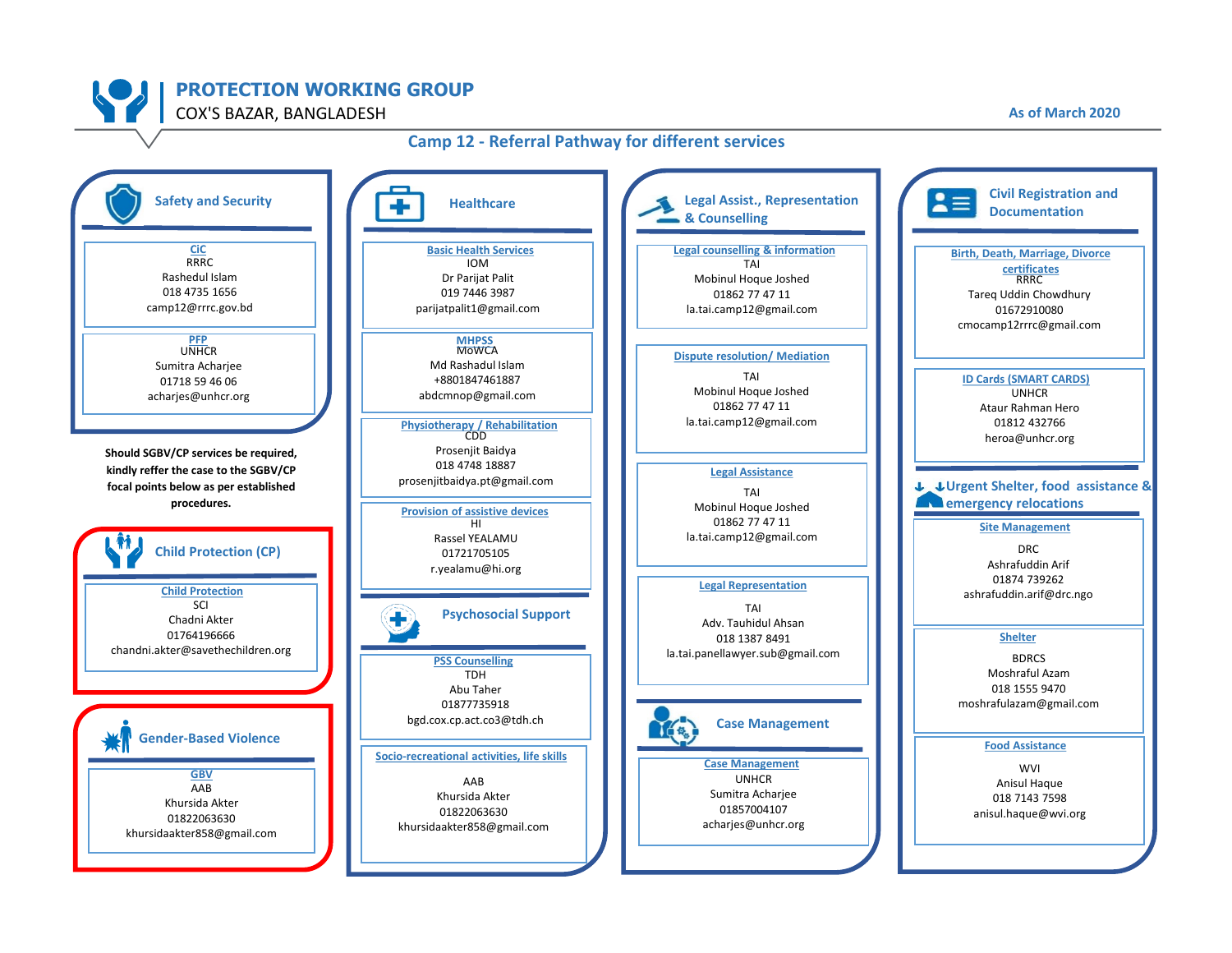# PROTECTION WORKING GROUP

COX'S BAZAR, BANGLADESH

As of March 2020

## Camp 12 - Referral Pathway for different services

### Safety and Security

**CiC**
RRRC
Rashedul Islam
018 4735 1656
camp12@rrrc.gov.bd

**PFP**
UNHCR
Sumitra Acharjee
01718 59 46 06
acharjes@unhcr.org

**Should SGBV/CP services be required, kindly reffer the case to the SGBV/CP focal points below as per established procedures.**

### Child Protection (CP)

**Child Protection**
SCI
Chadni Akter
01764196666
chandni.akter@savethechildren.org

### Gender-Based Violence

**GBV**
AAB
Khursida Akter
01822063630
khursidaakter858@gmail.com

### Healthcare

**Basic Health Services**
IOM
Dr Parijat Palit
019 7446 3987
parijatpalit1@gmail.com

**MHPSS**
MoWCA
Md Rashadul Islam
+8801847461887
abdcmnop@gmail.com

**Physiotherapy / Rehabilitation**
CDD
Prosenjit Baidya
018 4748 18887
prosenjitbaidya.pt@gmail.com

**Provision of assistive devices**
HI
Rassel YEALAMU
01721705105
r.yealamu@hi.org

### Psychosocial Support

**PSS Counselling**
TDH
Abu Taher
01877735918
bgd.cox.cp.act.co3@tdh.ch

**Socio-recreational activities, life skills**
AAB
Khursida Akter
01822063630
khursidaakter858@gmail.com

### Legal Assist., Representation & Counselling

**Legal counselling & information**
TAI
Mobinul Hoque Joshed
01862 77 47 11
la.tai.camp12@gmail.com

**Dispute resolution/ Mediation**
TAI
Mobinul Hoque Joshed
01862 77 47 11
la.tai.camp12@gmail.com

**Legal Assistance**
TAI
Mobinul Hoque Joshed
01862 77 47 11
la.tai.camp12@gmail.com

**Legal Representation**
TAI
Adv. Tauhidul Ahsan
018 1387 8491
la.tai.panellawyer.sub@gmail.com

### Case Management

**Case Management**
UNHCR
Sumitra Acharjee
01857004107
acharjes@unhcr.org

### Civil Registration and Documentation

**Birth, Death, Marriage, Divorce certificates**
RRRC
Tareq Uddin Chowdhury
01672910080
cmocamp12rrrc@gmail.com

**ID Cards (SMART CARDS)**
UNHCR
Ataur Rahman Hero
01812 432766
heroa@unhcr.org

### Urgent Shelter, food assistance & emergency relocations

**Site Management**
DRC
Ashrafuddin Arif
01874 739262
ashrafuddin.arif@drc.ngo

**Shelter**
BDRCS
Moshraful Azam
018 1555 9470
moshrafulazam@gmail.com

**Food Assistance**
WVI
Anisul Haque
018 7143 7598
anisul.haque@wvi.org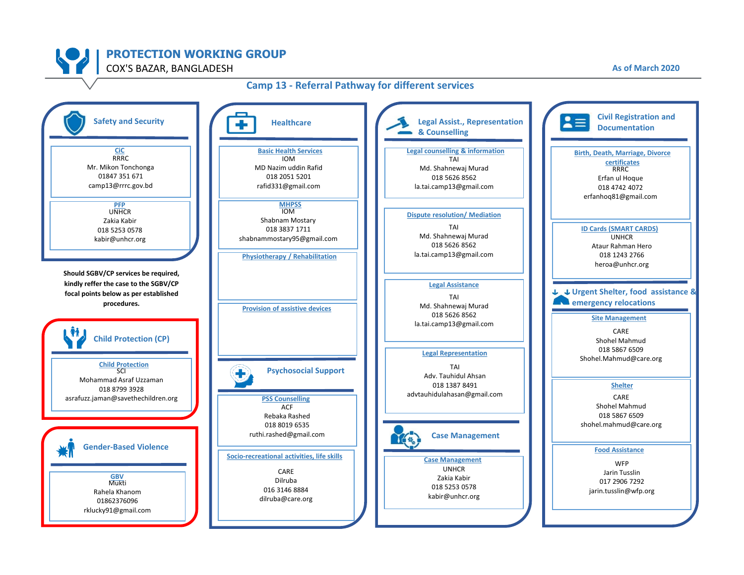# PROTECTION WORKING GROUP

COX'S BAZAR, BANGLADESH

As of March 2020

## Camp 13 - Referral Pathway for different services

### Safety and Security

**CiC**
RRRC
Mr. Mikon Tonchonga
01847 351 671
camp13@rrrc.gov.bd

**PFP**
UNHCR
Zakia Kabir
018 5253 0578
kabir@unhcr.org

**Should SGBV/CP services be required, kindly reffer the case to the SGBV/CP focal points below as per established procedures.**

### Child Protection (CP)

**Child Protection**
SCI
Mohammad Asraf Uzzaman
018 8799 3928
asrafuzz.jaman@savethechildren.org

### Gender-Based Violence

**GBV**
Mukti
Rahela Khanom
01862376096
rklucky91@gmail.com

### Healthcare

**Basic Health Services**
IOM
MD Nazim uddin Rafid
018 2051 5201
rafid331@gmail.com

**MHPSS**
IOM
Shabnam Mostary
018 3837 1711
shabnammostary95@gmail.com

**Physiotherapy / Rehabilitation**

**Provision of assistive devices**

### Psychosocial Support

**PSS Counselling**
ACF
Rebaka Rashed
018 8019 6535
ruthi.rashed@gmail.com

**Socio-recreational activities, life skills**
CARE
Dilruba
016 3146 8884
dilruba@care.org

### Legal Assist., Representation & Counselling

**Legal counselling & information**
TAI
Md. Shahnewaj Murad
018 5626 8562
la.tai.camp13@gmail.com

**Dispute resolution/ Mediation**
TAI
Md. Shahnewaj Murad
018 5626 8562
la.tai.camp13@gmail.com

**Legal Assistance**
TAI
Md. Shahnewaj Murad
018 5626 8562
la.tai.camp13@gmail.com

**Legal Representation**
TAI
Adv. Tauhidul Ahsan
018 1387 8491
advtauhidulahasan@gmail.com

### Case Management

**Case Management**
UNHCR
Zakia Kabir
018 5253 0578
kabir@unhcr.org

### Civil Registration and Documentation

**Birth, Death, Marriage, Divorce certificates**
RRRC
Erfan ul Hoque
018 4742 4072
erfanhoq81@gmail.com

**ID Cards (SMART CARDS)**
UNHCR
Ataur Rahman Hero
018 1243 2766
heroa@unhcr.org

### Urgent Shelter, food assistance & emergency relocations

**Site Management**
CARE
Shohel Mahmud
018 5867 6509
Shohel.Mahmud@care.org

**Shelter**
CARE
Shohel Mahmud
018 5867 6509
shohel.mahmud@care.org

**Food Assistance**
WFP
Jarin Tusslin
017 2906 7292
jarin.tusslin@wfp.org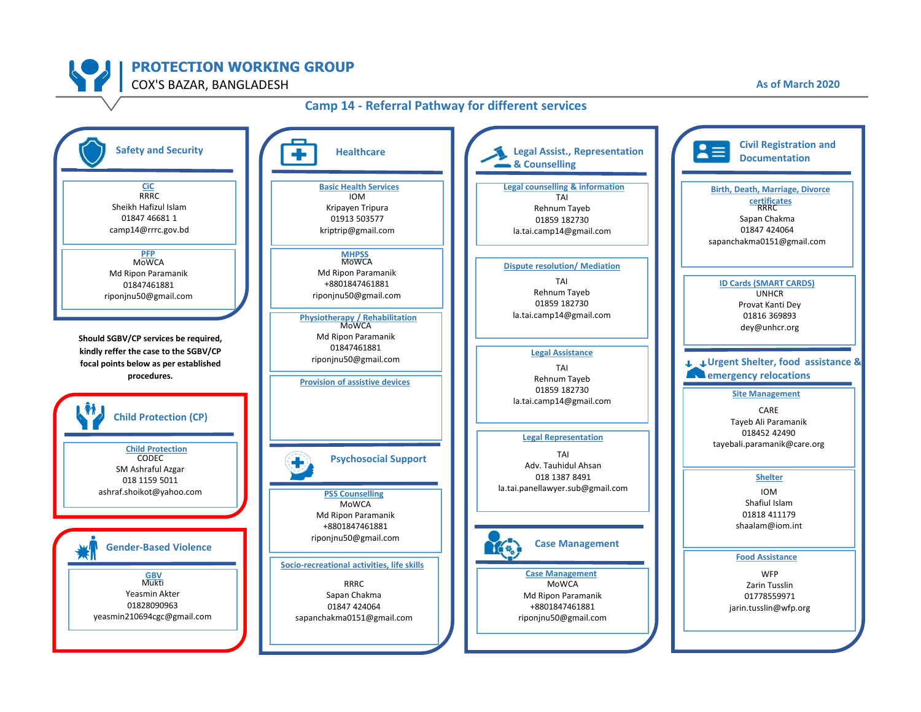# PROTECTION WORKING GROUP

COX'S BAZAR, BANGLADESH

As of March 2020

## Camp 14 - Referral Pathway for different services

### Safety and Security

**CiC**
RRRC
Sheikh Hafizul Islam
01847 46681 1
camp14@rrrc.gov.bd

**PFP**
MoWCA
Md Ripon Paramanik
01847461881
riponjnu50@gmail.com

**Should SGBV/CP services be required, kindly reffer the case to the SGBV/CP focal points below as per established procedures.**

### Child Protection (CP)

**Child Protection**
CODEC
SM Ashraful Azgar
018 1159 5011
ashraf.shoikot@yahoo.com

### Gender-Based Violence

**GBV**
Mukti
Yeasmin Akter
01828090963
yeasmin210694cgc@gmail.com

### Healthcare

**Basic Health Services**
IOM
Kripayen Tripura
01913 503577
kriptrip@gmail.com

**MHPSS**
MoWCA
Md Ripon Paramanik
+8801847461881
riponjnu50@gmail.com

**Physiotherapy / Rehabilitation**
MoWCA
Md Ripon Paramanik
01847461881
riponjnu50@gmail.com

**Provision of assistive devices**

### Psychosocial Support

**PSS Counselling**
MoWCA
Md Ripon Paramanik
+8801847461881
riponjnu50@gmail.com

**Socio-recreational activities, life skills**
RRRC
Sapan Chakma
01847 424064
sapanchakma0151@gmail.com

### Legal Assist., Representation & Counselling

**Legal counselling & information**
TAI
Rehnum Tayeb
01859 182730
la.tai.camp14@gmail.com

**Dispute resolution/ Mediation**
TAI
Rehnum Tayeb
01859 182730
la.tai.camp14@gmail.com

**Legal Assistance**
TAI
Rehnum Tayeb
01859 182730
la.tai.camp14@gmail.com

**Legal Representation**
TAI
Adv. Tauhidul Ahsan
018 1387 8491
la.tai.panellawyer.sub@gmail.com

### Case Management

**Case Management**
MoWCA
Md Ripon Paramanik
+8801847461881
riponjnu50@gmail.com

### Civil Registration and Documentation

**Birth, Death, Marriage, Divorce certificates**
RRRC
Sapan Chakma
01847 424064
sapanchakma0151@gmail.com

**ID Cards (SMART CARDS)**
UNHCR
Provat Kanti Dey
01816 369893
dey@unhcr.org

### Urgent Shelter, food assistance & emergency relocations

**Site Management**
CARE
Tayeb Ali Paramanik
018452 42490
tayebali.paramanik@care.org

**Shelter**
IOM
Shafiul Islam
01818 411179
shaalam@iom.int

**Food Assistance**
WFP
Zarin Tusslin
01778559971
jarin.tusslin@wfp.org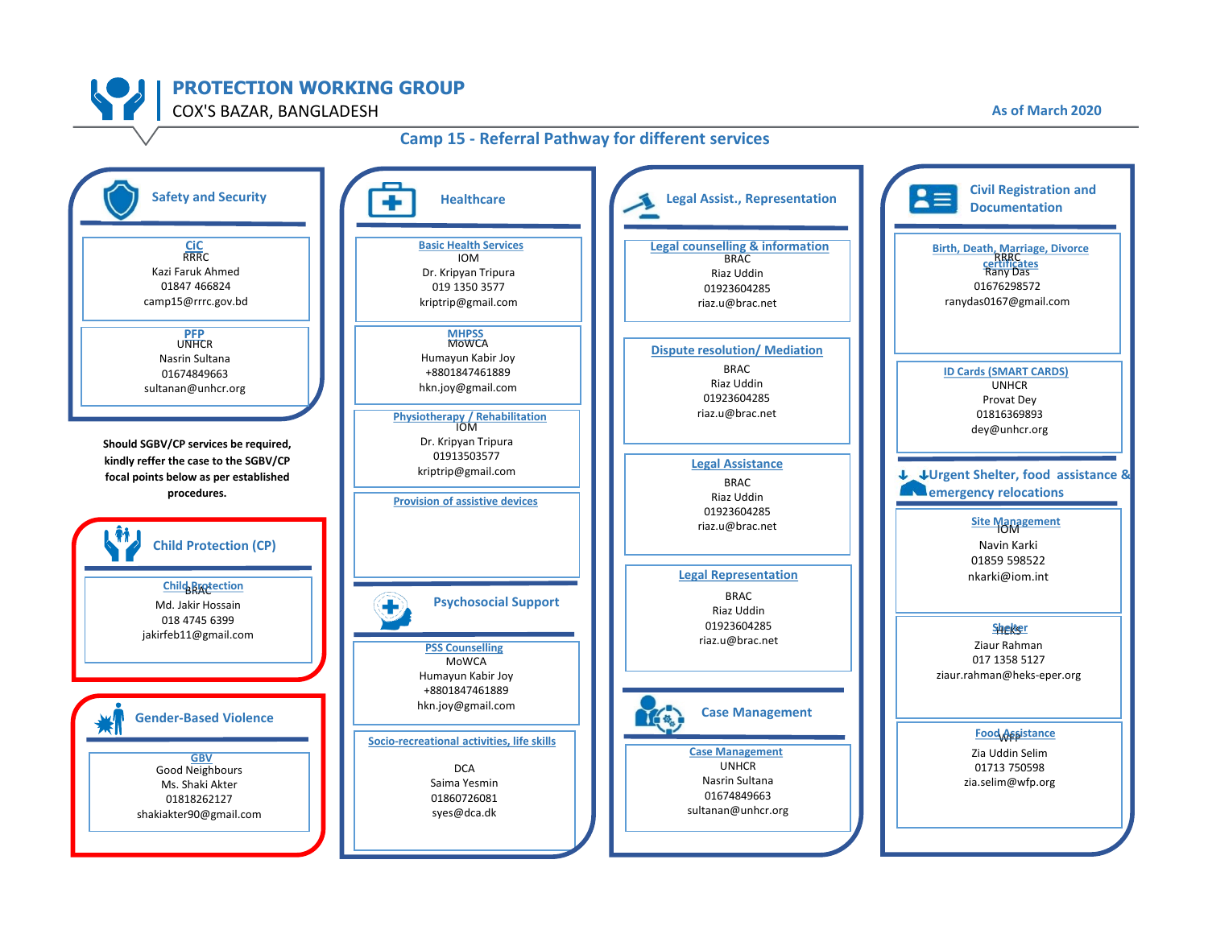# PROTECTION WORKING GROUP

COX'S BAZAR, BANGLADESH

As of March 2020

## Camp 15 - Referral Pathway for different services

### Safety and Security

**CiC**
RRRC
Kazi Faruk Ahmed
01847 466824
camp15@rrrc.gov.bd

**PFP**
UNHCR
Nasrin Sultana
01674849663
sultanan@unhcr.org

**Should SGBV/CP services be required, kindly reffer the case to the SGBV/CP focal points below as per established procedures.**

### Child Protection (CP)

**Child Protection**
BRAC
Md. Jakir Hossain
018 4745 6399
jakirfeb11@gmail.com

### Gender-Based Violence

**GBV**
Good Neighbours
Ms. Shaki Akter
01818262127
shakiakter90@gmail.com

### Healthcare

**Basic Health Services**
IOM
Dr. Kripyan Tripura
019 1350 3577
kriptrip@gmail.com

**MHPSS**
MoWCA
Humayun Kabir Joy
+8801847461889
hkn.joy@gmail.com

**Physiotherapy / Rehabilitation**
IOM
Dr. Kripyan Tripura
01913503577
kriptrip@gmail.com

**Provision of assistive devices**

### Psychosocial Support

**PSS Counselling**
MoWCA
Humayun Kabir Joy
+8801847461889
hkn.joy@gmail.com

**Socio-recreational activities, life skills**
DCA
Saima Yesmin
01860726081
syes@dca.dk

### Legal Assist., Representation

**Legal counselling & information**
BRAC
Riaz Uddin
01923604285
riaz.u@brac.net

**Dispute resolution/ Mediation**
BRAC
Riaz Uddin
01923604285
riaz.u@brac.net

**Legal Assistance**
BRAC
Riaz Uddin
01923604285
riaz.u@brac.net

**Legal Representation**
BRAC
Riaz Uddin
01923604285
riaz.u@brac.net

### Case Management

**Case Management**
UNHCR
Nasrin Sultana
01674849663
sultanan@unhcr.org

### Civil Registration and Documentation

**Birth, Death, Marriage, Divorce certificates**
RRRC
Rany Das
01676298572
ranydas0167@gmail.com

**ID Cards (SMART CARDS)**
UNHCR
Provat Dey
01816369893
dey@unhcr.org

### Urgent Shelter, food assistance & emergency relocations

**Site Management**
IOM
Navin Karki
01859 598522
nkarki@iom.int

**Shelter**
HEKS
Ziaur Rahman
017 1358 5127
ziaur.rahman@heks-eper.org

**Food Assistance**
WFP
Zia Uddin Selim
01713 750598
zia.selim@wfp.org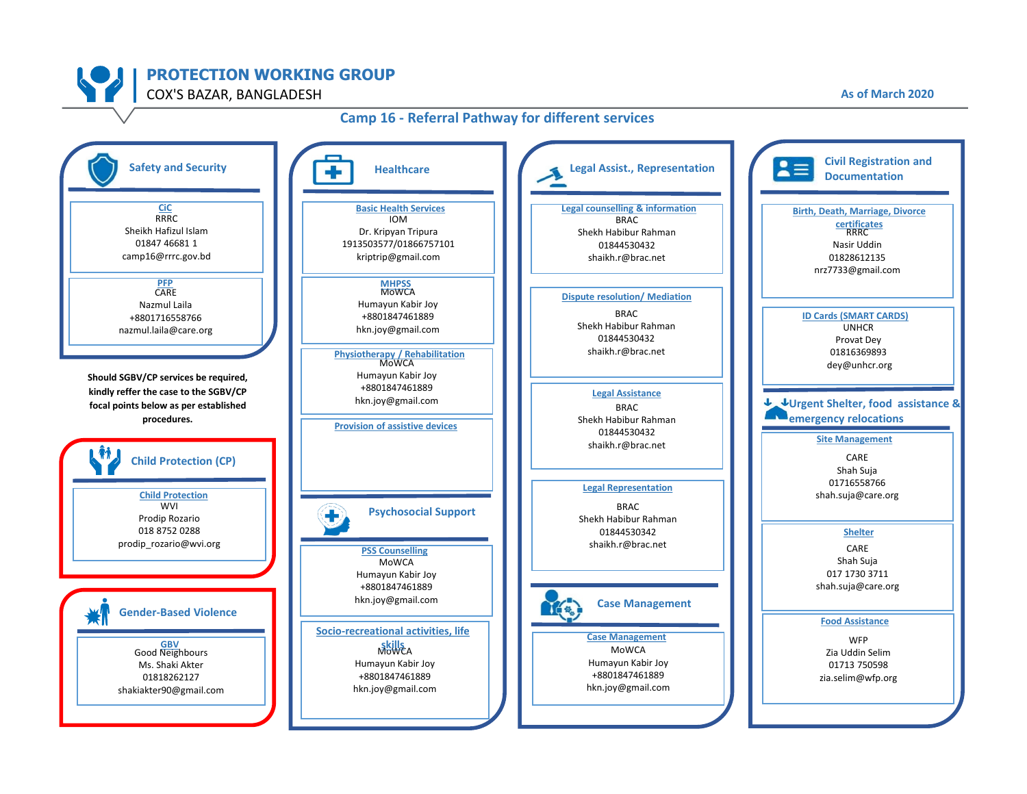# PROTECTION WORKING GROUP

COX'S BAZAR, BANGLADESH

As of March 2020

## Camp 16 - Referral Pathway for different services

### Safety and Security

**CiC**
RRRC
Sheikh Hafizul Islam
01847 46681 1
camp16@rrrc.gov.bd

**PFP**
CARE
Nazmul Laila
+8801716558766
nazmul.laila@care.org

**Should SGBV/CP services be required, kindly reffer the case to the SGBV/CP focal points below as per established procedures.**

### Child Protection (CP)

**Child Protection**
WVI
Prodip Rozario
018 8752 0288
prodip_rozario@wvi.org

### Gender-Based Violence

**GBV**
Good Neighbours
Ms. Shaki Akter
01818262127
shakiakter90@gmail.com

### Healthcare

**Basic Health Services**
IOM
Dr. Kripyan Tripura
1913503577/01866757101
kriptrip@gmail.com

**MHPSS**
MoWCA
Humayun Kabir Joy
+8801847461889
hkn.joy@gmail.com

**Physiotherapy / Rehabilitation**
MoWCA
Humayun Kabir Joy
+8801847461889
hkn.joy@gmail.com

**Provision of assistive devices**

### Psychosocial Support

**PSS Counselling**
MoWCA
Humayun Kabir Joy
+8801847461889
hkn.joy@gmail.com

**Socio-recreational activities, life skills**
MoWCA
Humayun Kabir Joy
+8801847461889
hkn.joy@gmail.com

### Legal Assist., Representation

**Legal counselling & information**
BRAC
Shekh Habibur Rahman
01844530432
shaikh.r@brac.net

**Dispute resolution/ Mediation**
BRAC
Shekh Habibur Rahman
01844530432
shaikh.r@brac.net

**Legal Assistance**
BRAC
Shekh Habibur Rahman
01844530432
shaikh.r@brac.net

**Legal Representation**
BRAC
Shekh Habibur Rahman
01844530342
shaikh.r@brac.net

### Case Management

**Case Management**
MoWCA
Humayun Kabir Joy
+8801847461889
hkn.joy@gmail.com

### Civil Registration and Documentation

**Birth, Death, Marriage, Divorce certificates**
RRRC
Nasir Uddin
01828612135
nrz7733@gmail.com

**ID Cards (SMART CARDS)**
UNHCR
Provat Dey
01816369893
dey@unhcr.org

### Urgent Shelter, food assistance & emergency relocations

**Site Management**
CARE
Shah Suja
01716558766
shah.suja@care.org

**Shelter**
CARE
Shah Suja
017 1730 3711
shah.suja@care.org

**Food Assistance**
WFP
Zia Uddin Selim
01713 750598
zia.selim@wfp.org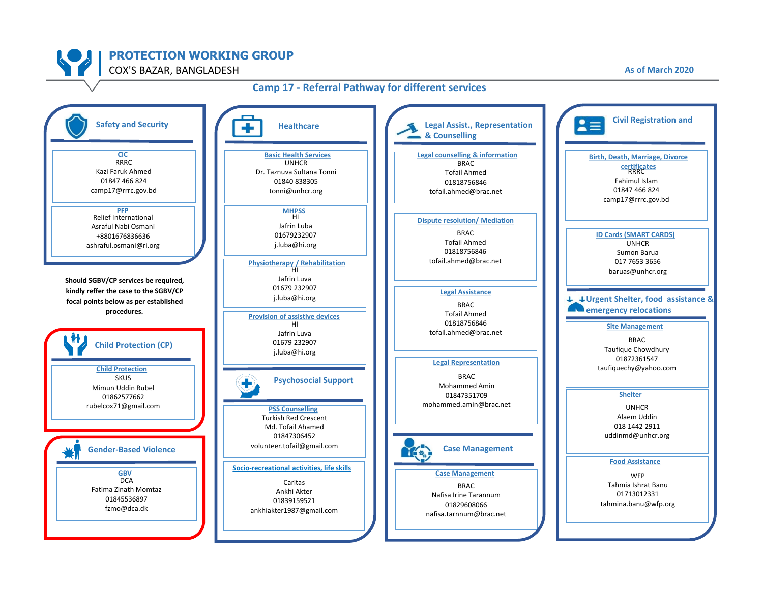# PROTECTION WORKING GROUP

COX'S BAZAR, BANGLADESH

As of March 2020

## Camp 17 - Referral Pathway for different services

### Safety and Security

**CiC**
RRRC
Kazi Faruk Ahmed
01847 466 824
camp17@rrrc.gov.bd

**PFP**
Relief International
Asraful Nabi Osmani
+8801676836636
ashraful.osmani@ri.org

**Should SGBV/CP services be required, kindly reffer the case to the SGBV/CP focal points below as per established procedures.**

### Child Protection (CP)

**Child Protection**
SKUS
Mimun Uddin Rubel
01862577662
rubelcox71@gmail.com

### Gender-Based Violence

**GBV**
DCA
Fatima Zinath Momtaz
01845536897
fzmo@dca.dk

### Healthcare

**Basic Health Services**
UNHCR
Dr. Taznuva Sultana Tonni
01840 838305
tonni@unhcr.org

**MHPSS**
HI
Jafrin Luba
01679232907
j.luba@hi.org

**Physiotherapy / Rehabilitation**
HI
Jafrin Luva
01679 232907
j.luba@hi.org

**Provision of assistive devices**
HI
Jafrin Luva
01679 232907
j.luba@hi.org

### Psychosocial Support

**PSS Counselling**
Turkish Red Crescent
Md. Tofail Ahamed
01847306452
volunteer.tofail@gmail.com

**Socio-recreational activities, life skills**
Caritas
Ankhi Akter
01839159521
ankhiakter1987@gmail.com

### Legal Assist., Representation & Counselling

**Legal counselling & information**
BRAC
Tofail Ahmed
01818756846
tofail.ahmed@brac.net

**Dispute resolution/ Mediation**
BRAC
Tofail Ahmed
01818756846
tofail.ahmed@brac.net

**Legal Assistance**
BRAC
Tofail Ahmed
01818756846
tofail.ahmed@brac.net

**Legal Representation**
BRAC
Mohammed Amin
01847351709
mohammed.amin@brac.net

### Case Management

**Case Management**
BRAC
Nafisa Irine Tarannum
01829608066
nafisa.tarnnum@brac.net

### Civil Registration and

**Birth, Death, Marriage, Divorce certificates**
RRRC
Fahimul Islam
01847 466 824
camp17@rrrc.gov.bd

**ID Cards (SMART CARDS)**
UNHCR
Sumon Barua
017 7653 3656
baruas@unhcr.org

### Urgent Shelter, food assistance & emergency relocations

**Site Management**
BRAC
Taufique Chowdhury
01872361547
taufiquechy@yahoo.com

**Shelter**
UNHCR
Alaem Uddin
018 1442 2911
uddinmd@unhcr.org

**Food Assistance**
WFP
Tahmia Ishrat Banu
01713012331
tahmina.banu@wfp.org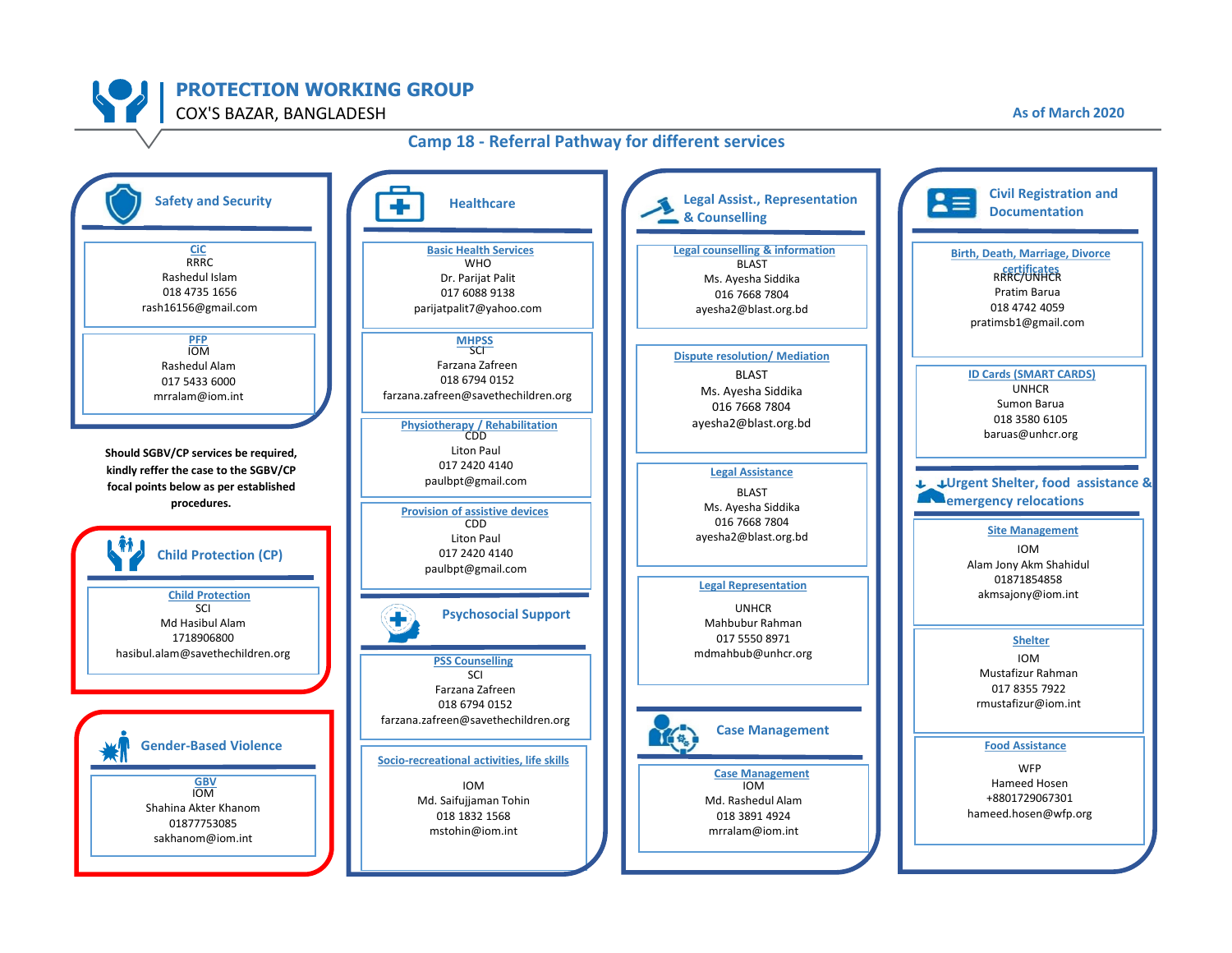# PROTECTION WORKING GROUP

COX'S BAZAR, BANGLADESH

As of March 2020

## Camp 18 - Referral Pathway for different services

### Safety and Security

**CiC**
RRRC
Rashedul Islam
018 4735 1656
rash16156@gmail.com

**PFP**
IOM
Rashedul Alam
017 5433 6000
mrralam@iom.int

**Should SGBV/CP services be required, kindly reffer the case to the SGBV/CP focal points below as per established procedures.**

### Child Protection (CP)

**Child Protection**
SCI
Md Hasibul Alam
1718906800
hasibul.alam@savethechildren.org

### Gender-Based Violence

**GBV**
IOM
Shahina Akter Khanom
01877753085
sakhanom@iom.int

### Healthcare

**Basic Health Services**
WHO
Dr. Parijat Palit
017 6088 9138
parijatpalit7@yahoo.com

**MHPSS**
SCI
Farzana Zafreen
018 6794 0152
farzana.zafreen@savethechildren.org

**Physiotherapy / Rehabilitation**
CDD
Liton Paul
017 2420 4140
paulbpt@gmail.com

**Provision of assistive devices**
CDD
Liton Paul
017 2420 4140
paulbpt@gmail.com

### Psychosocial Support

**PSS Counselling**
SCI
Farzana Zafreen
018 6794 0152
farzana.zafreen@savethechildren.org

**Socio-recreational activities, life skills**
IOM
Md. Saifujjaman Tohin
018 1832 1568
mstohin@iom.int

### Legal Assist., Representation & Counselling

**Legal counselling & information**
BLAST
Ms. Ayesha Siddika
016 7668 7804
ayesha2@blast.org.bd

**Dispute resolution/ Mediation**
BLAST
Ms. Ayesha Siddika
016 7668 7804
ayesha2@blast.org.bd

**Legal Assistance**
BLAST
Ms. Ayesha Siddika
016 7668 7804
ayesha2@blast.org.bd

**Legal Representation**
UNHCR
Mahbubur Rahman
017 5550 8971
mdmahbub@unhcr.org

### Case Management

**Case Management**
IOM
Md. Rashedul Alam
018 3891 4924
mrralam@iom.int

### Civil Registration and Documentation

**Birth, Death, Marriage, Divorce certificates**
RRRC/UNHCR
Pratim Barua
018 4742 4059
pratimsb1@gmail.com

**ID Cards (SMART CARDS)**
UNHCR
Sumon Barua
018 3580 6105
baruas@unhcr.org

### Urgent Shelter, food assistance & emergency relocations

**Site Management**
IOM
Alam Jony Akm Shahidul
01871854858
akmsajony@iom.int

**Shelter**
IOM
Mustafizur Rahman
017 8355 7922
rmustafizur@iom.int

**Food Assistance**
WFP
Hameed Hosen
+8801729067301
hameed.hosen@wfp.org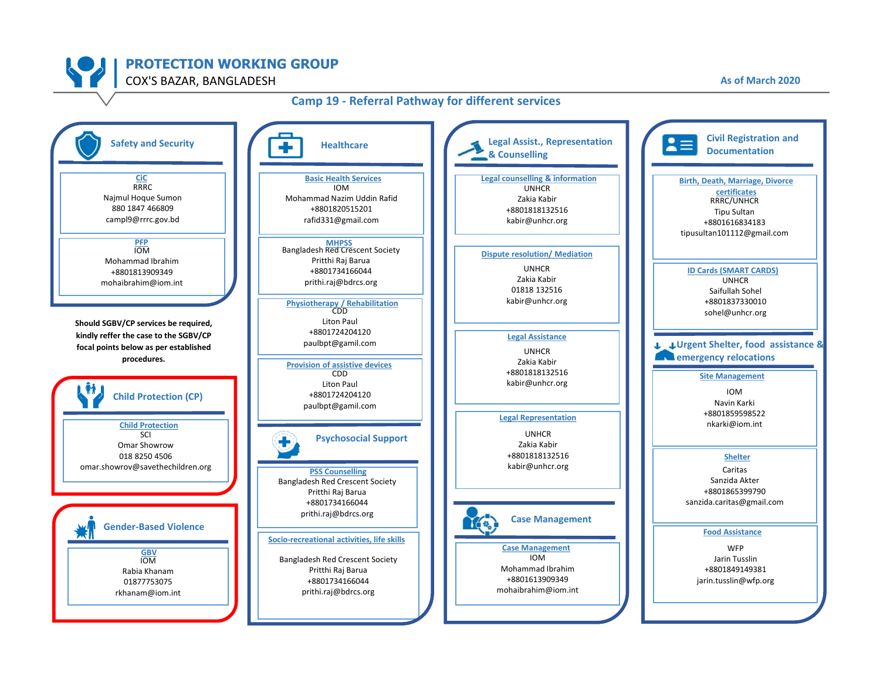# PROTECTION WORKING GROUP

COX'S BAZAR, BANGLADESH

As of March 2020

## Camp 19 - Referral Pathway for different services

### Safety and Security

**CiC**
RRRC
Najmul Hoque Sumon
880 1847 466809
campl9@rrrc.gov.bd

**PFP**
IOM
Mohammad Ibrahim
+8801813909349
mohaibrahim@iom.int

**Should SGBV/CP services be required, kindly reffer the case to the SGBV/CP focal points below as per established procedures.**

### Child Protection (CP)

**Child Protection**
SCI
Omar Showrow
018 8250 4506
omar.showrov@savethechildren.org

### Gender-Based Violence

**GBV**
IOM
Rabia Khanam
01877753075
rkhanam@iom.int

### Healthcare

**Basic Health Services**
IOM
Mohammad Nazim Uddin Rafid
+8801820515201
rafid331@gmail.com

**MHPSS**
Bangladesh Red Crescent Society
Pritthi Raj Barua
+8801734166044
prithi.raj@bdrcs.org

**Physiotherapy / Rehabilitation**
CDD
Liton Paul
+8801724204120
paulbpt@gamil.com

**Provision of assistive devices**
CDD
Liton Paul
+8801724204120
paulbpt@gamil.com

### Psychosocial Support

**PSS Counselling**
Bangladesh Red Crescent Society
Pritthi Raj Barua
+8801734166044
prithi.raj@bdrcs.org

**Socio-recreational activities, life skills**
Bangladesh Red Crescent Society
Pritthi Raj Barua
+8801734166044
prithi.raj@bdrcs.org

### Legal Assist., Representation & Counselling

**Legal counselling & information**
UNHCR
Zakia Kabir
+8801818132516
kabir@unhcr.org

**Dispute resolution/ Mediation**
UNHCR
Zakia Kabir
01818 132516
kabir@unhcr.org

**Legal Assistance**
UNHCR
Zakia Kabir
+8801818132516
kabir@unhcr.org

**Legal Representation**
UNHCR
Zakia Kabir
+8801818132516
kabir@unhcr.org

### Case Management

**Case Management**
IOM
Mohammad Ibrahim
+8801613909349
mohaibrahim@iom.int

### Civil Registration and Documentation

**Birth, Death, Marriage, Divorce certificates**
RRRC/UNHCR
Tipu Sultan
+8801616834183
tipusultan101112@gmail.com

**ID Cards (SMART CARDS)**
UNHCR
Saifullah Sohel
+8801837330010
sohel@unhcr.org

### Urgent Shelter, food assistance & emergency relocations

**Site Management**
IOM
Navin Karki
+8801859598522
nkarki@iom.int

**Shelter**
Caritas
Sanzida Akter
+8801865399790
sanzida.caritas@gmail.com

**Food Assistance**
WFP
Jarin Tusslin
+8801849149381
jarin.tusslin@wfp.org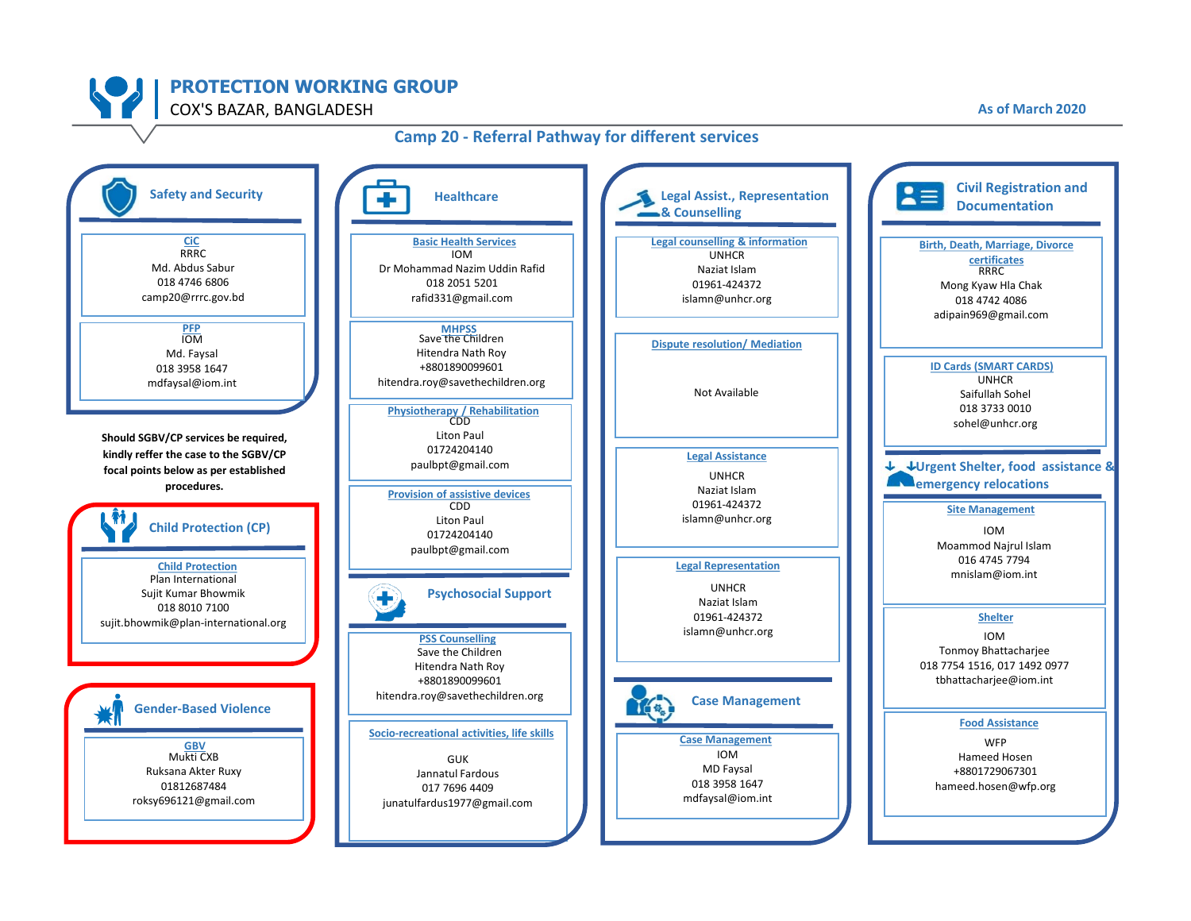# PROTECTION WORKING GROUP

COX'S BAZAR, BANGLADESH

As of March 2020

## Camp 20 - Referral Pathway for different services

### Safety and Security

**CiC**
RRRC
Md. Abdus Sabur
018 4746 6806
camp20@rrrc.gov.bd

**PFP**
IOM
Md. Faysal
018 3958 1647
mdfaysal@iom.int

**Should SGBV/CP services be required, kindly reffer the case to the SGBV/CP focal points below as per established procedures.**

### Child Protection (CP)

**Child Protection**
Plan International
Sujit Kumar Bhowmik
018 8010 7100
sujit.bhowmik@plan-international.org

### Gender-Based Violence

**GBV**
Mukti CXB
Ruksana Akter Ruxy
01812687484
roksy696121@gmail.com

### Healthcare

**Basic Health Services**
IOM
Dr Mohammad Nazim Uddin Rafid
018 2051 5201
rafid331@gmail.com

**MHPSS**
Save the Children
Hitendra Nath Roy
+8801890099601
hitendra.roy@savethechildren.org

**Physiotherapy / Rehabilitation**
CDD
Liton Paul
01724204140
paulbpt@gmail.com

**Provision of assistive devices**
CDD
Liton Paul
01724204140
paulbpt@gmail.com

### Psychosocial Support

**PSS Counselling**
Save the Children
Hitendra Nath Roy
+8801890099601
hitendra.roy@savethechildren.org

**Socio-recreational activities, life skills**
GUK
Jannatul Fardous
017 7696 4409
junatulfardus1977@gmail.com

### Legal Assist., Representation & Counselling

**Legal counselling & information**
UNHCR
Naziat Islam
01961-424372
islamn@unhcr.org

**Dispute resolution/ Mediation**
Not Available

**Legal Assistance**
UNHCR
Naziat Islam
01961-424372
islamn@unhcr.org

**Legal Representation**
UNHCR
Naziat Islam
01961-424372
islamn@unhcr.org

### Case Management

**Case Management**
IOM
MD Faysal
018 3958 1647
mdfaysal@iom.int

### Civil Registration and Documentation

**Birth, Death, Marriage, Divorce certificates**
RRRC
Mong Kyaw Hla Chak
018 4742 4086
adipain969@gmail.com

**ID Cards (SMART CARDS)**
UNHCR
Saifullah Sohel
018 3733 0010
sohel@unhcr.org

### Urgent Shelter, food assistance & emergency relocations

**Site Management**
IOM
Moammod Najrul Islam
016 4745 7794
mnislam@iom.int

**Shelter**
IOM
Tonmoy Bhattacharjee
018 7754 1516, 017 1492 0977
tbhattacharjee@iom.int

**Food Assistance**
WFP
Hameed Hosen
+8801729067301
hameed.hosen@wfp.org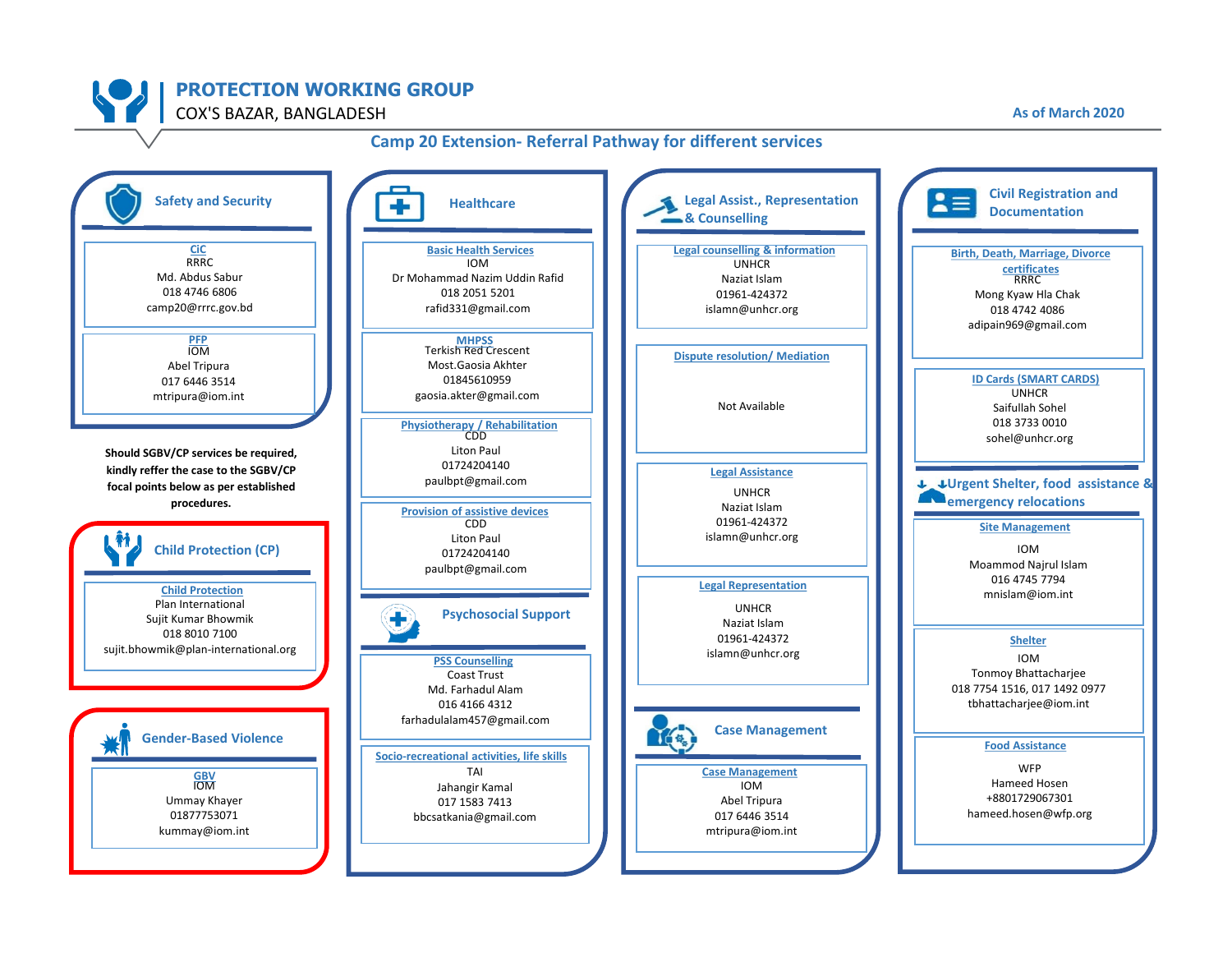# PROTECTION WORKING GROUP

COX'S BAZAR, BANGLADESH

As of March 2020

## Camp 20 Extension- Referral Pathway for different services

### Safety and Security

**CiC**
RRRC
Md. Abdus Sabur
018 4746 6806
camp20@rrrc.gov.bd

**PFP**
IOM
Abel Tripura
017 6446 3514
mtripura@iom.int

**Should SGBV/CP services be required, kindly reffer the case to the SGBV/CP focal points below as per established procedures.**

### Child Protection (CP)

**Child Protection**
Plan International
Sujit Kumar Bhowmik
018 8010 7100
sujit.bhowmik@plan-international.org

### Gender-Based Violence

**GBV**
IOM
Ummay Khayer
01877753071
kummay@iom.int

### Healthcare

**Basic Health Services**
IOM
Dr Mohammad Nazim Uddin Rafid
018 2051 5201
rafid331@gmail.com

**MHPSS**
Terkish Red Crescent
Most.Gaosia Akhter
01845610959
gaosia.akter@gmail.com

**Physiotherapy / Rehabilitation**
CDD
Liton Paul
01724204140
paulbpt@gmail.com

**Provision of assistive devices**
CDD
Liton Paul
01724204140
paulbpt@gmail.com

### Psychosocial Support

**PSS Counselling**
Coast Trust
Md. Farhadul Alam
016 4166 4312
farhadulalam457@gmail.com

**Socio-recreational activities, life skills**
TAI
Jahangir Kamal
017 1583 7413
bbcsatkania@gmail.com

### Legal Assist., Representation & Counselling

**Legal counselling & information**
UNHCR
Naziat Islam
01961-424372
islamn@unhcr.org

**Dispute resolution/ Mediation**
Not Available

**Legal Assistance**
UNHCR
Naziat Islam
01961-424372
islamn@unhcr.org

**Legal Representation**
UNHCR
Naziat Islam
01961-424372
islamn@unhcr.org

### Case Management

**Case Management**
IOM
Abel Tripura
017 6446 3514
mtripura@iom.int

### Civil Registration and Documentation

**Birth, Death, Marriage, Divorce certificates**
RRRC
Mong Kyaw Hla Chak
018 4742 4086
adipain969@gmail.com

**ID Cards (SMART CARDS)**
UNHCR
Saifullah Sohel
018 3733 0010
sohel@unhcr.org

### Urgent Shelter, food assistance & emergency relocations

**Site Management**
IOM
Moammod Najrul Islam
016 4745 7794
mnislam@iom.int

**Shelter**
IOM
Tonmoy Bhattacharjee
018 7754 1516, 017 1492 0977
tbhattacharjee@iom.int

**Food Assistance**
WFP
Hameed Hosen
+8801729067301
hameed.hosen@wfp.org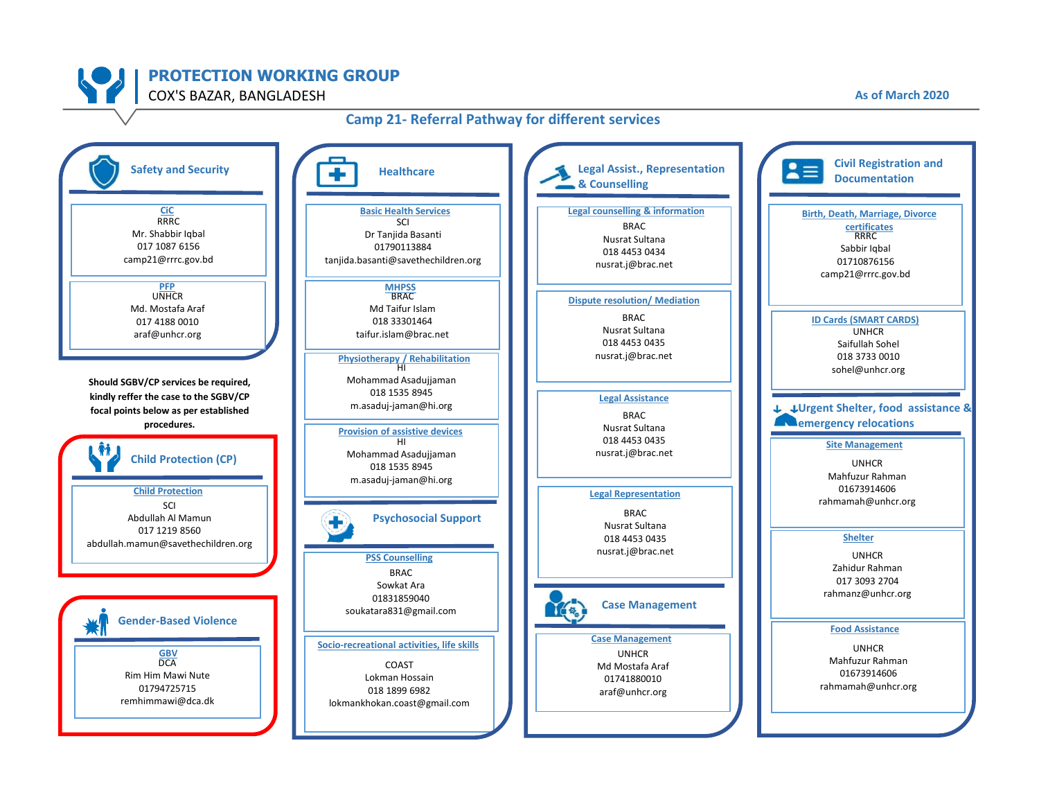# PROTECTION WORKING GROUP

COX'S BAZAR, BANGLADESH

As of March 2020

## Camp 21- Referral Pathway for different services

### Safety and Security

**CiC**
RRRC
Mr. Shabbir Iqbal
017 1087 6156
camp21@rrrc.gov.bd

**PFP**
UNHCR
Md. Mostafa Araf
017 4188 0010
araf@unhcr.org

**Should SGBV/CP services be required, kindly reffer the case to the SGBV/CP focal points below as per established procedures.**

### Child Protection (CP)

**Child Protection**
SCI
Abdullah Al Mamun
017 1219 8560
abdullah.mamun@savethechildren.org

### Gender-Based Violence

**GBV**
DCA
Rim Him Mawi Nute
01794725715
remhimmawi@dca.dk

### Healthcare

**Basic Health Services**
SCI
Dr Tanjida Basanti
01790113884
tanjida.basanti@savethechildren.org

**MHPSS**
BRAC
Md Taifur Islam
018 33301464
taifur.islam@brac.net

**Physiotherapy / Rehabilitation**
HI
Mohammad Asadujjaman
018 1535 8945
m.asaduj-jaman@hi.org

**Provision of assistive devices**
HI
Mohammad Asadujjaman
018 1535 8945
m.asaduj-jaman@hi.org

### Psychosocial Support

**PSS Counselling**
BRAC
Sowkat Ara
01831859040
soukatara831@gmail.com

**Socio-recreational activities, life skills**
COAST
Lokman Hossain
018 1899 6982
lokmankhokan.coast@gmail.com

### Legal Assist., Representation & Counselling

**Legal counselling & information**
BRAC
Nusrat Sultana
018 4453 0434
nusrat.j@brac.net

**Dispute resolution/ Mediation**
BRAC
Nusrat Sultana
018 4453 0435
nusrat.j@brac.net

**Legal Assistance**
BRAC
Nusrat Sultana
018 4453 0435
nusrat.j@brac.net

**Legal Representation**
BRAC
Nusrat Sultana
018 4453 0435
nusrat.j@brac.net

### Case Management

**Case Management**
UNHCR
Md Mostafa Araf
01741880010
araf@unhcr.org

### Civil Registration and Documentation

**Birth, Death, Marriage, Divorce certificates**
RRRC
Sabbir Iqbal
01710876156
camp21@rrrc.gov.bd

**ID Cards (SMART CARDS)**
UNHCR
Saifullah Sohel
018 3733 0010
sohel@unhcr.org

### Urgent Shelter, food assistance & emergency relocations

**Site Management**
UNHCR
Mahfuzur Rahman
01673914606
rahmamah@unhcr.org

**Shelter**
UNHCR
Zahidur Rahman
017 3093 2704
rahmanz@unhcr.org

**Food Assistance**
UNHCR
Mahfuzur Rahman
01673914606
rahmamah@unhcr.org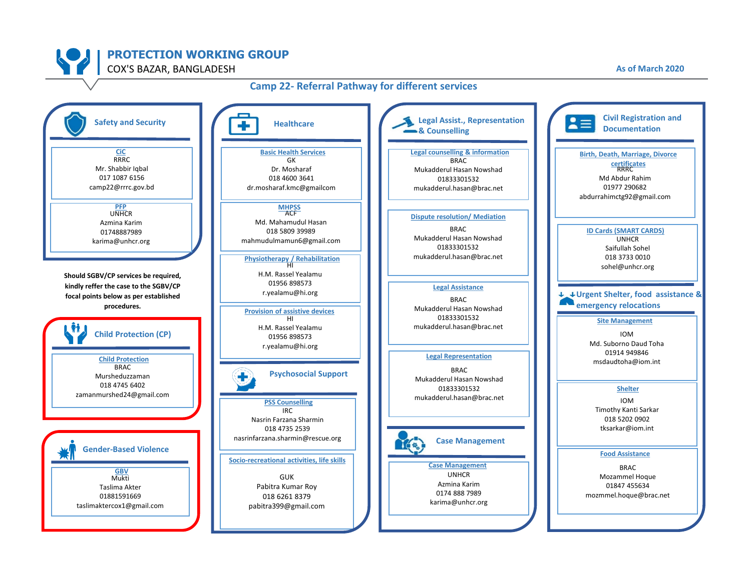# PROTECTION WORKING GROUP

COX'S BAZAR, BANGLADESH

As of March 2020

## Camp 22- Referral Pathway for different services

### Safety and Security

**CiC**
RRRC
Mr. Shabbir Iqbal
017 1087 6156
camp22@rrrc.gov.bd

**PFP**
UNHCR
Azmina Karim
01748887989
karima@unhcr.org

**Should SGBV/CP services be required, kindly reffer the case to the SGBV/CP focal points below as per established procedures.**

### Child Protection (CP)

**Child Protection**
BRAC
Mursheduzzaman
018 4745 6402
zamanmurshed24@gmail.com

### Gender-Based Violence

**GBV**
Mukti
Taslima Akter
01881591669
taslimaktercox1@gmail.com

### Healthcare

**Basic Health Services**
GK
Dr. Mosharaf
018 4600 3641
dr.mosharaf.kmc@gmailcom

**MHPSS**
ACF
Md. Mahamudul Hasan
018 5809 39989
mahmudulmamun6@gmail.com

**Physiotherapy / Rehabilitation**
HI
H.M. Rassel Yealamu
01956 898573
r.yealamu@hi.org

**Provision of assistive devices**
HI
H.M. Rassel Yealamu
01956 898573
r.yealamu@hi.org

### Psychosocial Support

**PSS Counselling**
IRC
Nasrin Farzana Sharmin
018 4735 2539
nasrinfarzana.sharmin@rescue.org

**Socio-recreational activities, life skills**
GUK
Pabitra Kumar Roy
018 6261 8379
pabitra399@gmail.com

### Legal Assist., Representation & Counselling

**Legal counselling & information**
BRAC
Mukadderul Hasan Nowshad
01833301532
mukadderul.hasan@brac.net

**Dispute resolution/ Mediation**
BRAC
Mukadderul Hasan Nowshad
01833301532
mukadderul.hasan@brac.net

**Legal Assistance**
BRAC
Mukadderul Hasan Nowshad
01833301532
mukadderul.hasan@brac.net

**Legal Representation**
BRAC
Mukadderul Hasan Nowshad
01833301532
mukadderul.hasan@brac.net

### Case Management

**Case Management**
UNHCR
Azmina Karim
0174 888 7989
karima@unhcr.org

### Civil Registration and Documentation

**Birth, Death, Marriage, Divorce certificates**
RRRC
Md Abdur Rahim
01977 290682
abdurrahimctg92@gmail.com

**ID Cards (SMART CARDS)**
UNHCR
Saifullah Sohel
018 3733 0010
sohel@unhcr.org

### Urgent Shelter, food assistance & emergency relocations

**Site Management**
IOM
Md. Suborno Daud Toha
01914 949846
msdaudtoha@iom.int

**Shelter**
IOM
Timothy Kanti Sarkar
018 5202 0902
tksarkar@iom.int

**Food Assistance**
BRAC
Mozammel Hoque
01847 455634
mozmmel.hoque@brac.net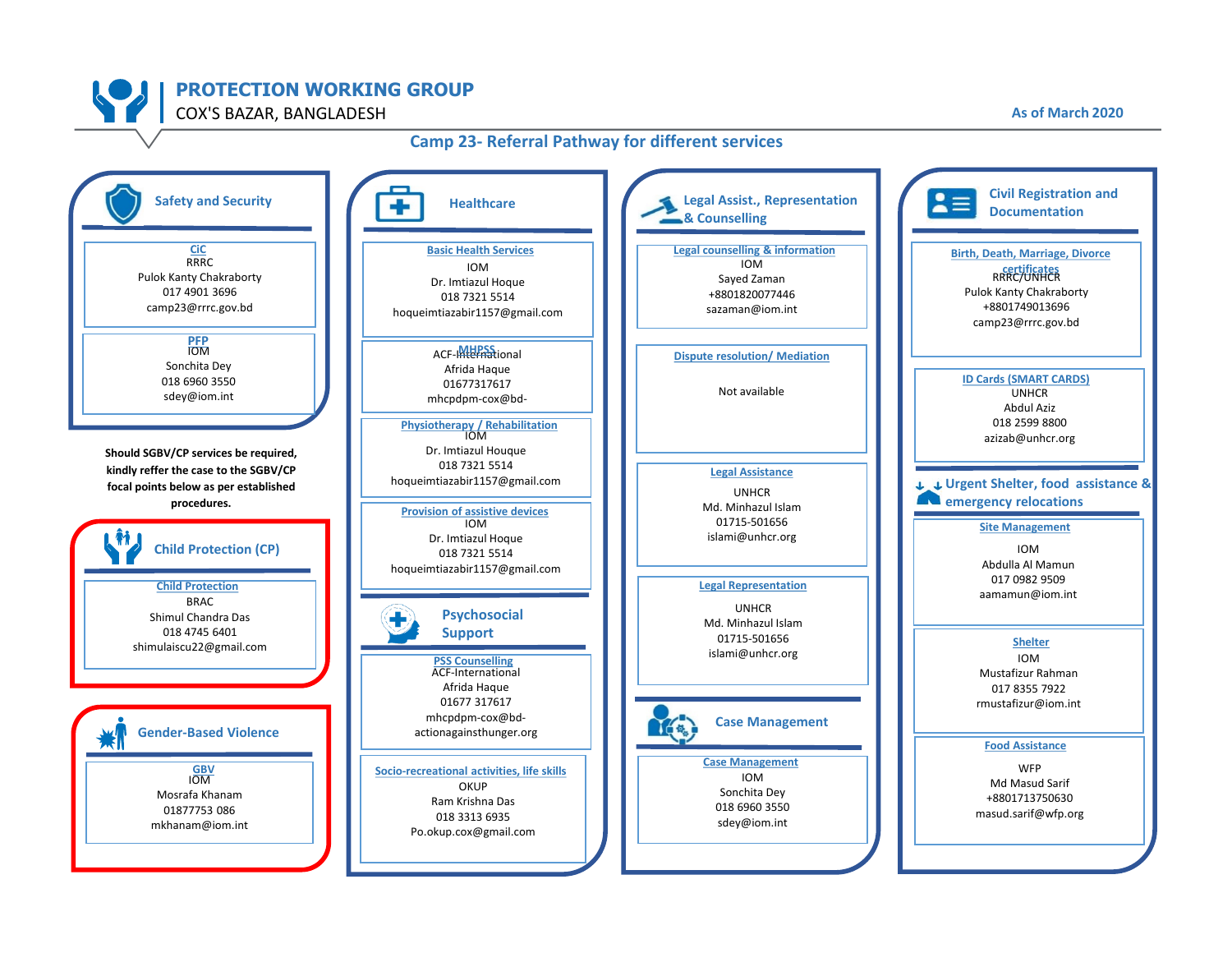# PROTECTION WORKING GROUP

COX'S BAZAR, BANGLADESH

As of March 2020

## Camp 23- Referral Pathway for different services

### Safety and Security

**CiC**
RRRC
Pulok Kanty Chakraborty
017 4901 3696
camp23@rrrc.gov.bd

**PFP**
IOM
Sonchita Dey
018 6960 3550
sdey@iom.int

**Should SGBV/CP services be required, kindly reffer the case to the SGBV/CP focal points below as per established procedures.**

### Child Protection (CP)

**Child Protection**
BRAC
Shimul Chandra Das
018 4745 6401
shimulaiscu22@gmail.com

### Gender-Based Violence

**GBV**
IOM
Mosrafa Khanam
01877753 086
mkhanam@iom.int

### Healthcare

**Basic Health Services**
IOM
Dr. Imtiazul Hoque
018 7321 5514
hoqueimtiazabir1157@gmail.com

**MHPSS**
ACF-International
Afrida Haque
01677317617
mhcpdpm-cox@bd-

**Physiotherapy / Rehabilitation**
IOM
Dr. Imtiazul Houque
018 7321 5514
hoqueimtiazabir1157@gmail.com

**Provision of assistive devices**
IOM
Dr. Imtiazul Hoque
018 7321 5514
hoqueimtiazabir1157@gmail.com

### Psychosocial Support

**PSS Counselling**
ACF-International
Afrida Haque
01677 317617
mhcpdpm-cox@bd-actionagainsthunger.org

**Socio-recreational activities, life skills**
OKUP
Ram Krishna Das
018 3313 6935
Po.okup.cox@gmail.com

### Legal Assist., Representation & Counselling

**Legal counselling & information**
IOM
Sayed Zaman
+8801820077446
sazaman@iom.int

**Dispute resolution/ Mediation**
Not available

**Legal Assistance**
UNHCR
Md. Minhazul Islam
01715-501656
islami@unhcr.org

**Legal Representation**
UNHCR
Md. Minhazul Islam
01715-501656
islami@unhcr.org

### Case Management

**Case Management**
IOM
Sonchita Dey
018 6960 3550
sdey@iom.int

### Civil Registration and Documentation

**Birth, Death, Marriage, Divorce certificates**
RRRC/UNHCR
Pulok Kanty Chakraborty
+8801749013696
camp23@rrrc.gov.bd

**ID Cards (SMART CARDS)**
UNHCR
Abdul Aziz
018 2599 8800
azizab@unhcr.org

### Urgent Shelter, food assistance & emergency relocations

**Site Management**
IOM
Abdulla Al Mamun
017 0982 9509
aamamun@iom.int

**Shelter**
IOM
Mustafizur Rahman
017 8355 7922
rmustafizur@iom.int

**Food Assistance**
WFP
Md Masud Sarif
+8801713750630
masud.sarif@wfp.org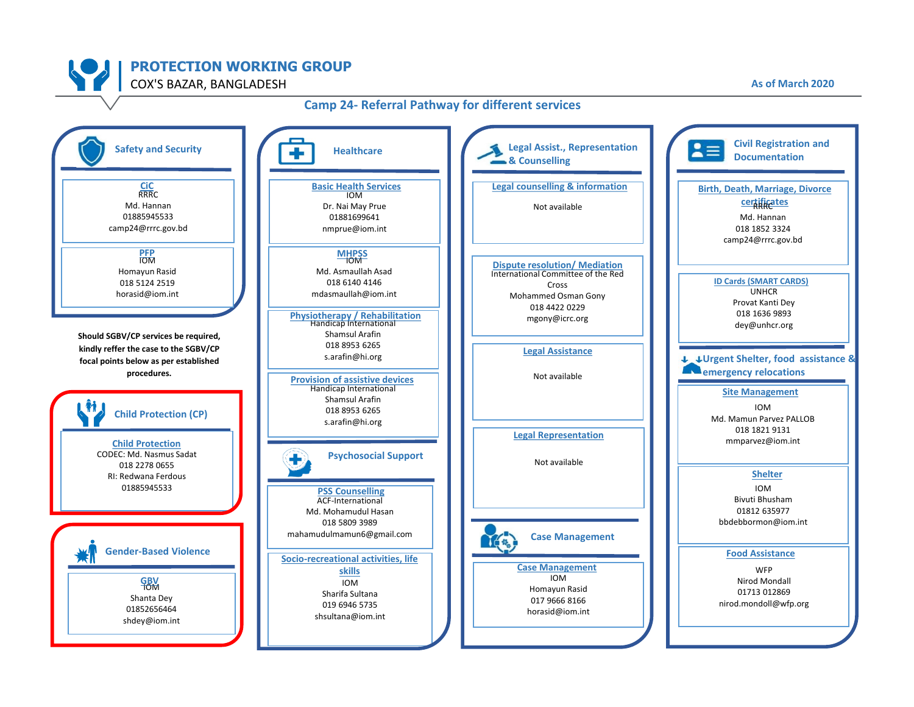# PROTECTION WORKING GROUP

COX'S BAZAR, BANGLADESH

As of March 2020

## Camp 24- Referral Pathway for different services

### Safety and Security

**CiC**
RRRC
Md. Hannan
01885945533
camp24@rrrc.gov.bd

**PFP**
IOM
Homayun Rasid
018 5124 2519
horasid@iom.int

**Should SGBV/CP services be required, kindly reffer the case to the SGBV/CP focal points below as per established procedures.**

### Child Protection (CP)

**Child Protection**
CODEC: Md. Nasmus Sadat
018 2278 0655
RI: Redwana Ferdous
01885945533

### Gender-Based Violence

**GBV**
IOM
Shanta Dey
01852656464
shdey@iom.int

### Healthcare

**Basic Health Services**
IOM
Dr. Nai May Prue
01881699641
nmprue@iom.int

**MHPSS**
IOM
Md. Asmaullah Asad
018 6140 4146
mdasmaullah@iom.int

**Physiotherapy / Rehabilitation**
Handicap International
Shamsul Arafin
018 8953 6265
s.arafin@hi.org

**Provision of assistive devices**
Handicap International
Shamsul Arafin
018 8953 6265
s.arafin@hi.org

### Psychosocial Support

**PSS Counselling**
ACF-International
Md. Mohamudul Hasan
018 5809 3989
mahamudulmamun6@gmail.com

**Socio-recreational activities, life skills**
IOM
Sharifa Sultana
019 6946 5735
shsultana@iom.int

### Legal Assist., Representation & Counselling

**Legal counselling & information**
Not available

**Dispute resolution/ Mediation**
International Committee of the Red Cross
Mohammed Osman Gony
018 4422 0229
mgony@icrc.org

**Legal Assistance**
Not available

**Legal Representation**
Not available

### Case Management

**Case Management**
IOM
Homayun Rasid
017 9666 8166
horasid@iom.int

### Civil Registration and Documentation

**Birth, Death, Marriage, Divorce certificates**
RRRC
Md. Hannan
018 1852 3324
camp24@rrrc.gov.bd

**ID Cards (SMART CARDS)**
UNHCR
Provat Kanti Dey
018 1636 9893
dey@unhcr.org

### Urgent Shelter, food assistance & emergency relocations

**Site Management**
IOM
Md. Mamun Parvez PALLOB
018 1821 9131
mmparvez@iom.int

**Shelter**
IOM
Bivuti Bhusham
01812 635977
bbdebbormon@iom.int

**Food Assistance**
WFP
Nirod Mondall
01713 012869
nirod.mondoll@wfp.org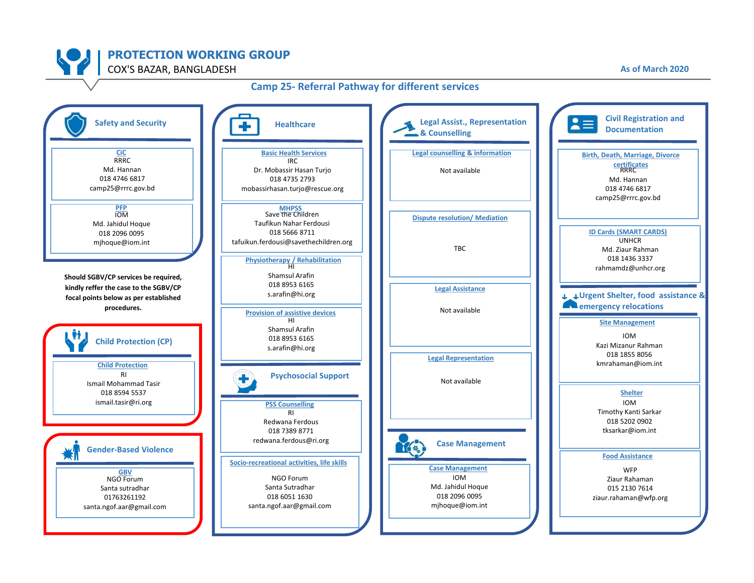# PROTECTION WORKING GROUP

COX'S BAZAR, BANGLADESH

As of March 2020

## Camp 25- Referral Pathway for different services

### Safety and Security

**CiC**
RRRC
Md. Hannan
018 4746 6817
camp25@rrrc.gov.bd

**PFP**
IOM
Md. Jahidul Hoque
018 2096 0095
mjhoque@iom.int

**Should SGBV/CP services be required, kindly reffer the case to the SGBV/CP focal points below as per established procedures.**

### Child Protection (CP)

**Child Protection**
RI
Ismail Mohammad Tasir
018 8594 5537
ismail.tasir@ri.org

### Gender-Based Violence

**GBV**
NGO Forum
Santa sutradhar
01763261192
santa.ngof.aar@gmail.com

### Healthcare

**Basic Health Services**
IRC
Dr. Mobassir Hasan Turjo
018 4735 2793
mobassirhasan.turjo@rescue.org

**MHPSS**
Save the Children
Taufikun Nahar Ferdousi
018 5666 8711
tafuikun.ferdousi@savethechildren.org

**Physiotherapy / Rehabilitation**
HI
Shamsul Arafin
018 8953 6165
s.arafin@hi.org

**Provision of assistive devices**
HI
Shamsul Arafin
018 8953 6165
s.arafin@hi.org

### Psychosocial Support

**PSS Counselling**
RI
Redwana Ferdous
018 7389 8771
redwana.ferdous@ri.org

**Socio-recreational activities, life skills**
NGO Forum
Santa Sutradhar
018 6051 1630
santa.ngof.aar@gmail.com

### Legal Assist., Representation & Counselling

**Legal counselling & information**
Not available

**Dispute resolution/ Mediation**
TBC

**Legal Assistance**
Not available

**Legal Representation**
Not available

### Case Management

**Case Management**
IOM
Md. Jahidul Hoque
018 2096 0095
mjhoque@iom.int

### Civil Registration and Documentation

**Birth, Death, Marriage, Divorce certificates**
RRRC
Md. Hannan
018 4746 6817
camp25@rrrc.gov.bd

**ID Cards (SMART CARDS)**
UNHCR
Md. Ziaur Rahman
018 1436 3337
rahmamdz@unhcr.org

### Urgent Shelter, food assistance & emergency relocations

**Site Management**
IOM
Kazi Mizanur Rahman
018 1855 8056
kmrahaman@iom.int

**Shelter**
IOM
Timothy Kanti Sarkar
018 5202 0902
tksarkar@iom.int

**Food Assistance**
WFP
Ziaur Rahaman
015 2130 7614
ziaur.rahaman@wfp.org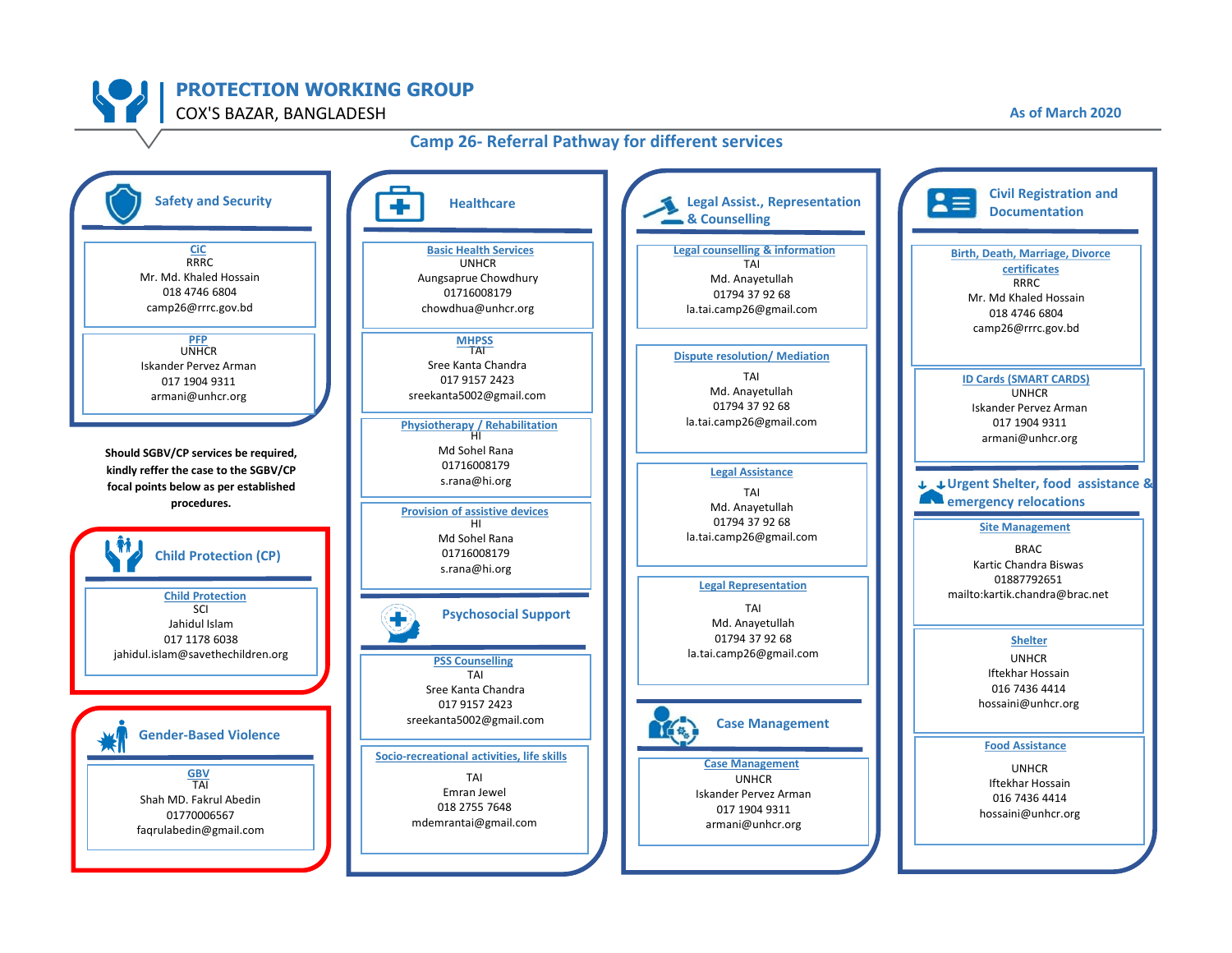# PROTECTION WORKING GROUP

COX'S BAZAR, BANGLADESH

As of March 2020

## Camp 26- Referral Pathway for different services

### Safety and Security

**CiC**
RRRC
Mr. Md. Khaled Hossain
018 4746 6804
camp26@rrrc.gov.bd

**PFP**
UNHCR
Iskander Pervez Arman
017 1904 9311
armani@unhcr.org

**Should SGBV/CP services be required, kindly reffer the case to the SGBV/CP focal points below as per established procedures.**

### Child Protection (CP)

**Child Protection**
SCI
Jahidul Islam
017 1178 6038
jahidul.islam@savethechildren.org

### Gender-Based Violence

**GBV**
TAI
Shah MD. Fakrul Abedin
01770006567
faqrulabedin@gmail.com

### Healthcare

**Basic Health Services**
UNHCR
Aungsaprue Chowdhury
01716008179
chowdhua@unhcr.org

**MHPSS**
TAI
Sree Kanta Chandra
017 9157 2423
sreekanta5002@gmail.com

**Physiotherapy / Rehabilitation**
HI
Md Sohel Rana
01716008179
s.rana@hi.org

**Provision of assistive devices**
HI
Md Sohel Rana
01716008179
s.rana@hi.org

### Psychosocial Support

**PSS Counselling**
TAI
Sree Kanta Chandra
017 9157 2423
sreekanta5002@gmail.com

**Socio-recreational activities, life skills**
TAI
Emran Jewel
018 2755 7648
mdemrantai@gmail.com

### Legal Assist., Representation & Counselling

**Legal counselling & information**
TAI
Md. Anayetullah
01794 37 92 68
la.tai.camp26@gmail.com

**Dispute resolution/ Mediation**
TAI
Md. Anayetullah
01794 37 92 68
la.tai.camp26@gmail.com

**Legal Assistance**
TAI
Md. Anayetullah
01794 37 92 68
la.tai.camp26@gmail.com

**Legal Representation**
TAI
Md. Anayetullah
01794 37 92 68
la.tai.camp26@gmail.com

### Case Management

**Case Management**
UNHCR
Iskander Pervez Arman
017 1904 9311
armani@unhcr.org

### Civil Registration and Documentation

**Birth, Death, Marriage, Divorce certificates**
RRRC
Mr. Md Khaled Hossain
018 4746 6804
camp26@rrrc.gov.bd

**ID Cards (SMART CARDS)**
UNHCR
Iskander Pervez Arman
017 1904 9311
armani@unhcr.org

### Urgent Shelter, food assistance & emergency relocations

**Site Management**
BRAC
Kartic Chandra Biswas
01887792651
mailto:kartik.chandra@brac.net

**Shelter**
UNHCR
Iftekhar Hossain
016 7436 4414
hossaini@unhcr.org

**Food Assistance**
UNHCR
Iftekhar Hossain
016 7436 4414
hossaini@unhcr.org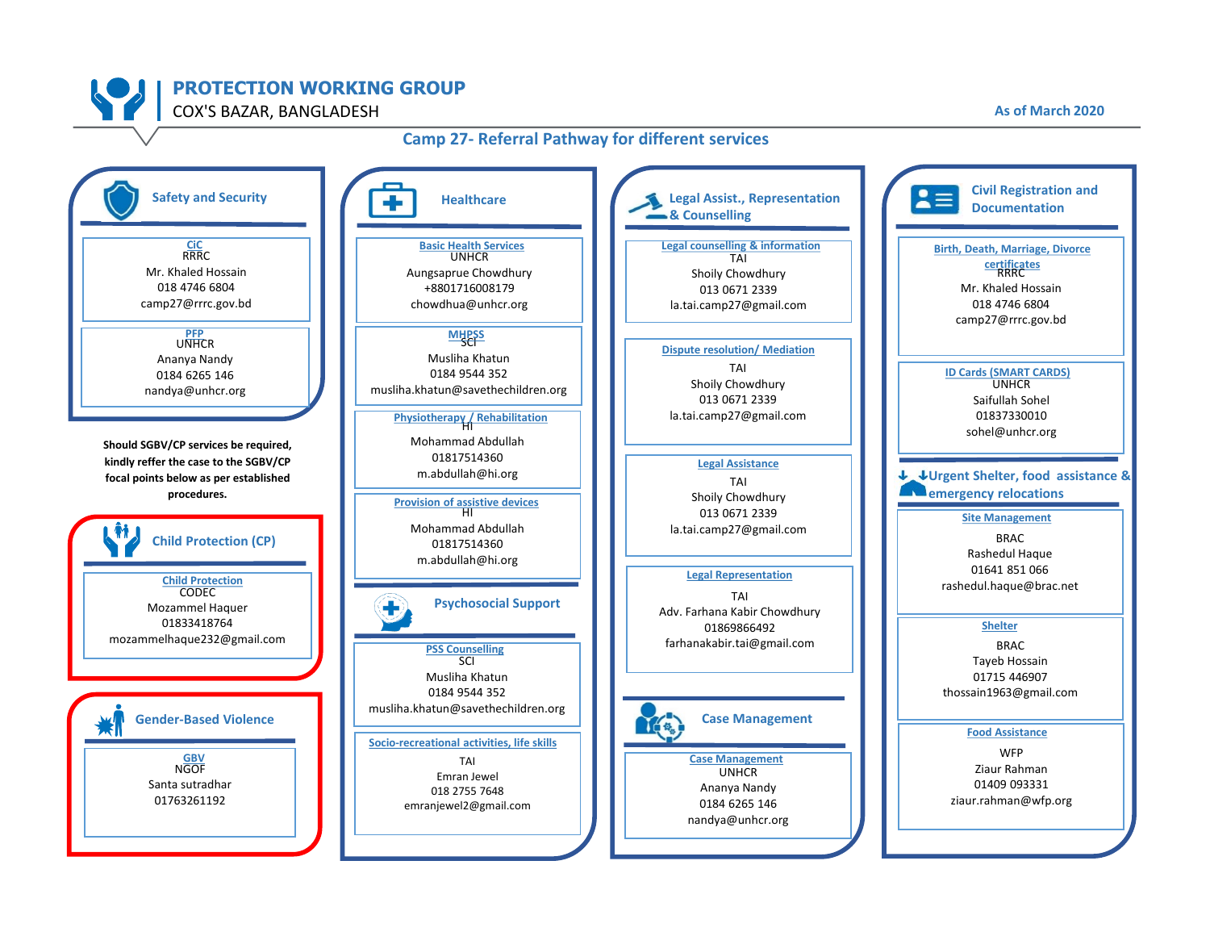# PROTECTION WORKING GROUP

COX'S BAZAR, BANGLADESH

As of March 2020

## Camp 27- Referral Pathway for different services

### Safety and Security

**CiC**
RRRC
Mr. Khaled Hossain
018 4746 6804
camp27@rrrc.gov.bd

**PFP**
UNHCR
Ananya Nandy
0184 6265 146
nandya@unhcr.org

**Should SGBV/CP services be required, kindly reffer the case to the SGBV/CP focal points below as per established procedures.**

### Child Protection (CP)

**Child Protection**
CODEC
Mozammel Haquer
01833418764
mozammelhaque232@gmail.com

### Gender-Based Violence

**GBV**
NGOF
Santa sutradhar
01763261192

### Healthcare

**Basic Health Services**
UNHCR
Aungsaprue Chowdhury
+8801716008179
chowdhua@unhcr.org

**MHPSS**
SCI
Musliha Khatun
0184 9544 352
musliha.khatun@savethechildren.org

**Physiotherapy / Rehabilitation**
HI
Mohammad Abdullah
01817514360
m.abdullah@hi.org

**Provision of assistive devices**
HI
Mohammad Abdullah
01817514360
m.abdullah@hi.org

### Psychosocial Support

**PSS Counselling**
SCI
Musliha Khatun
0184 9544 352
musliha.khatun@savethechildren.org

**Socio-recreational activities, life skills**
TAI
Emran Jewel
018 2755 7648
emranjewel2@gmail.com

### Legal Assist., Representation & Counselling

**Legal counselling & information**
TAI
Shoily Chowdhury
013 0671 2339
la.tai.camp27@gmail.com

**Dispute resolution/ Mediation**
TAI
Shoily Chowdhury
013 0671 2339
la.tai.camp27@gmail.com

**Legal Assistance**
TAI
Shoily Chowdhury
013 0671 2339
la.tai.camp27@gmail.com

**Legal Representation**
TAI
Adv. Farhana Kabir Chowdhury
01869866492
farhanakabir.tai@gmail.com

### Case Management

**Case Management**
UNHCR
Ananya Nandy
0184 6265 146
nandya@unhcr.org

### Civil Registration and Documentation

**Birth, Death, Marriage, Divorce certificates**
RRRC
Mr. Khaled Hossain
018 4746 6804
camp27@rrrc.gov.bd

**ID Cards (SMART CARDS)**
UNHCR
Saifullah Sohel
01837330010
sohel@unhcr.org

### Urgent Shelter, food assistance & emergency relocations

**Site Management**
BRAC
Rashedul Haque
01641 851 066
rashedul.haque@brac.net

**Shelter**
BRAC
Tayeb Hossain
01715 446907
thossain1963@gmail.com

**Food Assistance**
WFP
Ziaur Rahman
01409 093331
ziaur.rahman@wfp.org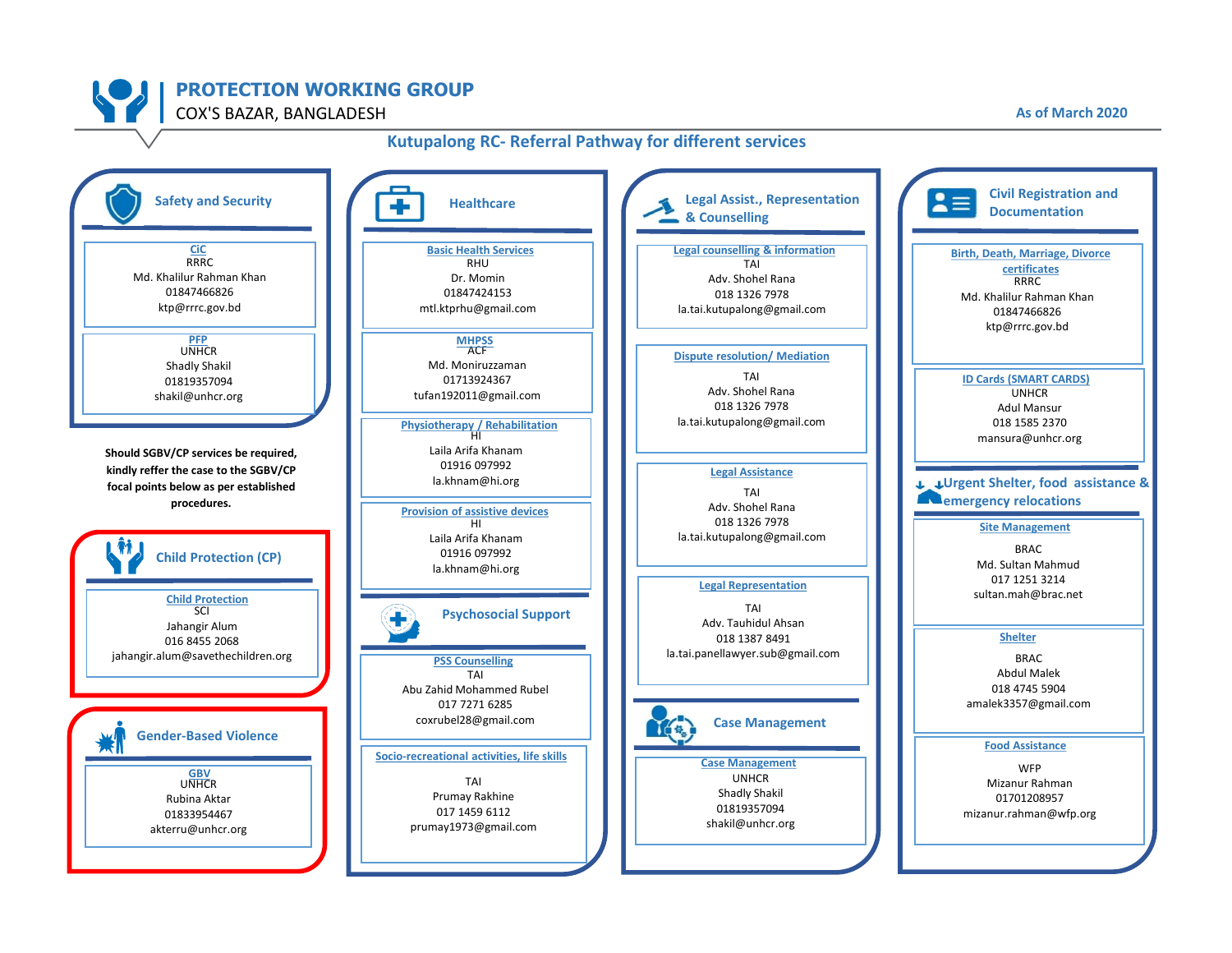# PROTECTION WORKING GROUP

COX'S BAZAR, BANGLADESH

As of March 2020

## Kutupalong RC- Referral Pathway for different services

### Safety and Security

**CiC**
RRRC
Md. Khalilur Rahman Khan
01847466826
ktp@rrrc.gov.bd

**PFP**
UNHCR
Shadly Shakil
01819357094
shakil@unhcr.org

**Should SGBV/CP services be required, kindly reffer the case to the SGBV/CP focal points below as per established procedures.**

### Child Protection (CP)

**Child Protection**
SCI
Jahangir Alum
016 8455 2068
jahangir.alum@savethechildren.org

### Gender-Based Violence

**GBV**
UNHCR
Rubina Aktar
01833954467
akterru@unhcr.org

### Healthcare

**Basic Health Services**
RHU
Dr. Momin
01847424153
mtl.ktprhu@gmail.com

**MHPSS**
ACF
Md. Moniruzzaman
01713924367
tufan192011@gmail.com

**Physiotherapy / Rehabilitation**
HI
Laila Arifa Khanam
01916 097992
la.khnam@hi.org

**Provision of assistive devices**
HI
Laila Arifa Khanam
01916 097992
la.khnam@hi.org

### Psychosocial Support

**PSS Counselling**
TAI
Abu Zahid Mohammed Rubel
017 7271 6285
coxrubel28@gmail.com

**Socio-recreational activities, life skills**
TAI
Prumay Rakhine
017 1459 6112
prumay1973@gmail.com

### Legal Assist., Representation & Counselling

**Legal counselling & information**
TAI
Adv. Shohel Rana
018 1326 7978
la.tai.kutupalong@gmail.com

**Dispute resolution/ Mediation**
TAI
Adv. Shohel Rana
018 1326 7978
la.tai.kutupalong@gmail.com

**Legal Assistance**
TAI
Adv. Shohel Rana
018 1326 7978
la.tai.kutupalong@gmail.com

**Legal Representation**
TAI
Adv. Tauhidul Ahsan
018 1387 8491
la.tai.panellawyer.sub@gmail.com

### Case Management

**Case Management**
UNHCR
Shadly Shakil
01819357094
shakil@unhcr.org

### Civil Registration and Documentation

**Birth, Death, Marriage, Divorce certificates**
RRRC
Md. Khalilur Rahman Khan
01847466826
ktp@rrrc.gov.bd

**ID Cards (SMART CARDS)**
UNHCR
Adul Mansur
018 1585 2370
mansura@unhcr.org

### Urgent Shelter, food assistance & emergency relocations

**Site Management**
BRAC
Md. Sultan Mahmud
017 1251 3214
sultan.mah@brac.net

**Shelter**
BRAC
Abdul Malek
018 4745 5904
amalek3357@gmail.com

**Food Assistance**
WFP
Mizanur Rahman
01701208957
mizanur.rahman@wfp.org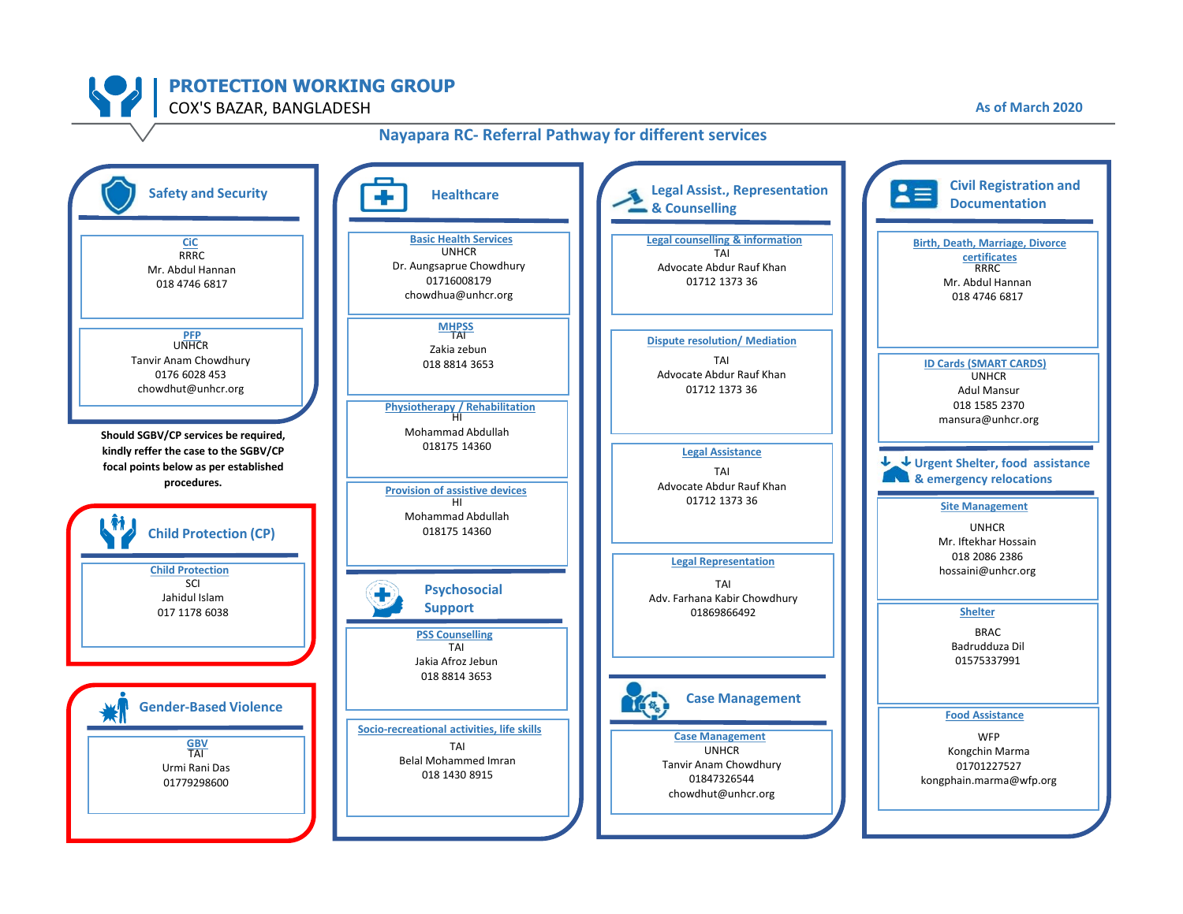# PROTECTION WORKING GROUP

COX'S BAZAR, BANGLADESH

As of March 2020

## Nayapara RC- Referral Pathway for different services

### Safety and Security

**CiC**
RRRC
Mr. Abdul Hannan
018 4746 6817

**PFP**
UNHCR
Tanvir Anam Chowdhury
0176 6028 453
chowdhut@unhcr.org

**Should SGBV/CP services be required, kindly reffer the case to the SGBV/CP focal points below as per established procedures.**

### Child Protection (CP)

**Child Protection**
SCI
Jahidul Islam
017 1178 6038

### Gender-Based Violence

**GBV**
TAI
Urmi Rani Das
01779298600

### Healthcare

**Basic Health Services**
UNHCR
Dr. Aungsaprue Chowdhury
01716008179
chowdhua@unhcr.org

**MHPSS**
TAI
Zakia zebun
018 8814 3653

**Physiotherapy / Rehabilitation**
HI
Mohammad Abdullah
018175 14360

**Provision of assistive devices**
HI
Mohammad Abdullah
018175 14360

### Psychosocial Support

**PSS Counselling**
TAI
Jakia Afroz Jebun
018 8814 3653

**Socio-recreational activities, life skills**
TAI
Belal Mohammed Imran
018 1430 8915

### Legal Assist., Representation & Counselling

**Legal counselling & information**
TAI
Advocate Abdur Rauf Khan
01712 1373 36

**Dispute resolution/ Mediation**
TAI
Advocate Abdur Rauf Khan
01712 1373 36

**Legal Assistance**
TAI
Advocate Abdur Rauf Khan
01712 1373 36

**Legal Representation**
TAI
Adv. Farhana Kabir Chowdhury
01869866492

### Case Management

**Case Management**
UNHCR
Tanvir Anam Chowdhury
01847326544
chowdhut@unhcr.org

### Civil Registration and Documentation

**Birth, Death, Marriage, Divorce certificates**
RRRC
Mr. Abdul Hannan
018 4746 6817

**ID Cards (SMART CARDS)**
UNHCR
Adul Mansur
018 1585 2370
mansura@unhcr.org

### Urgent Shelter, food assistance & emergency relocations

**Site Management**
UNHCR
Mr. Iftekhar Hossain
018 2086 2386
hossaini@unhcr.org

**Shelter**
BRAC
Badrudduza Dil
01575337991

**Food Assistance**
WFP
Kongchin Marma
01701227527
kongphain.marma@wfp.org